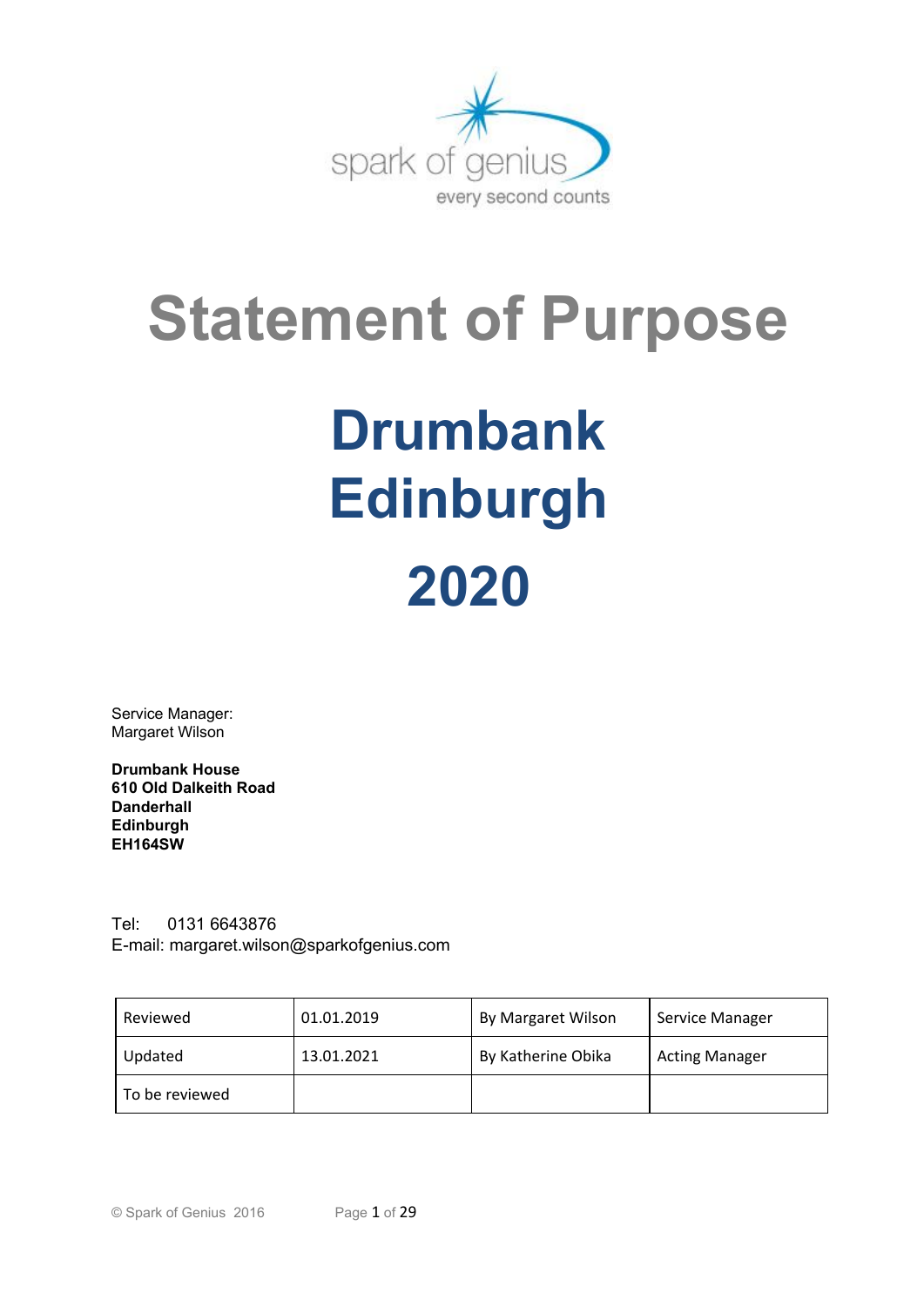spark of genius

every second counts

# Statement of Purpose

# Drumbank
# Edinburgh

# 2020

Service Manager:
Margaret Wilson

**Drumbank House**
**610 Old Dalkeith Road**
**Danderhall**
**Edinburgh**
**EH164SW**

Tel: 0131 6643876
E-mail: margaret.wilson@sparkofgenius.com

| Reviewed | 01.01.2019 | By Margaret Wilson | Service Manager |
|---|---|---|---|
| Updated | 13.01.2021 | By Katherine Obika | Acting Manager |
| To be reviewed | | | |

© Spark of Genius 2016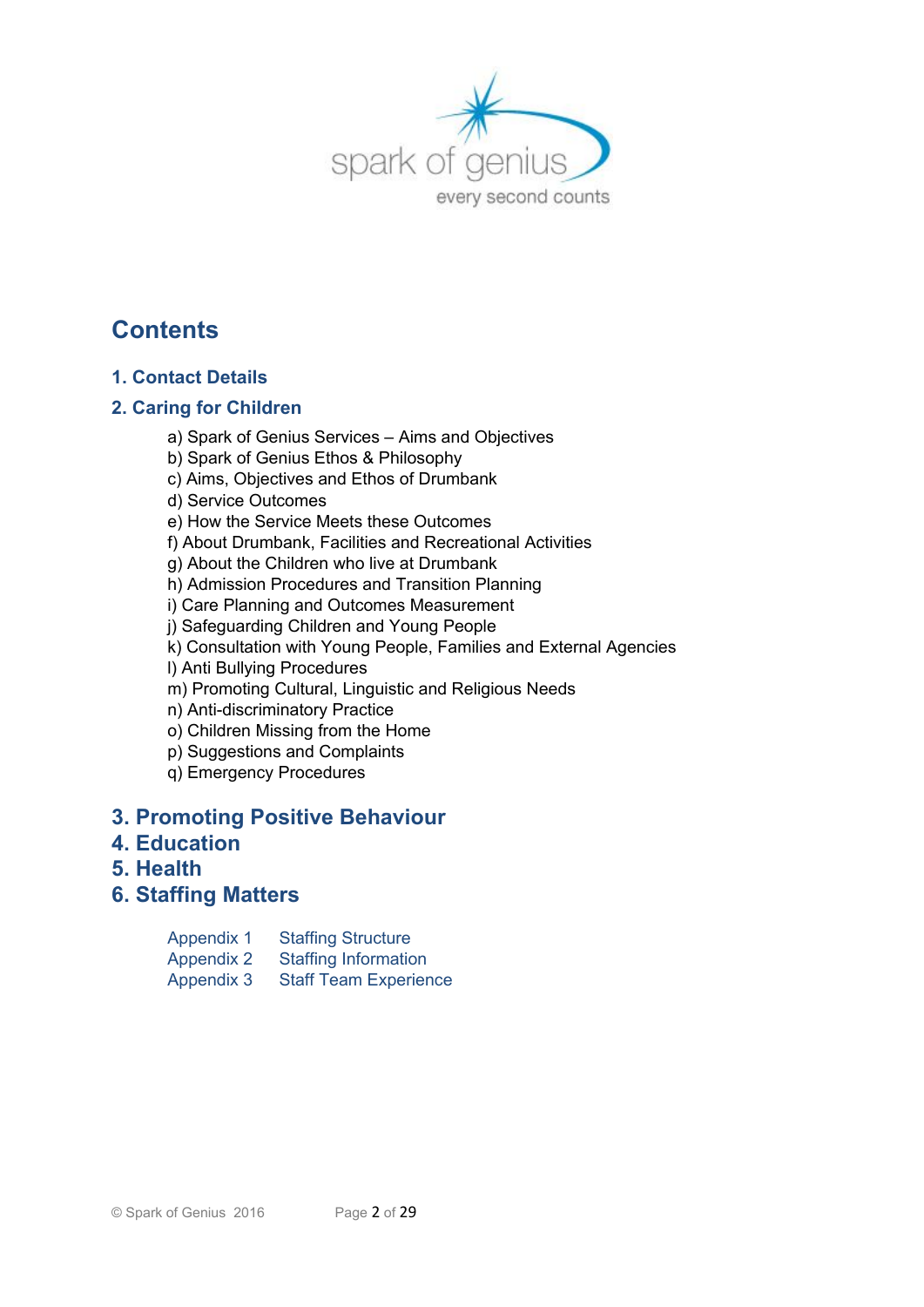# Contents

## 1. Contact Details

## 2. Caring for Children

- a) Spark of Genius Services – Aims and Objectives
- b) Spark of Genius Ethos & Philosophy
- c) Aims, Objectives and Ethos of Drumbank
- d) Service Outcomes
- e) How the Service Meets these Outcomes
- f) About Drumbank, Facilities and Recreational Activities
- g) About the Children who live at Drumbank
- h) Admission Procedures and Transition Planning
- i) Care Planning and Outcomes Measurement
- j) Safeguarding Children and Young People
- k) Consultation with Young People, Families and External Agencies
- l) Anti Bullying Procedures
- m) Promoting Cultural, Linguistic and Religious Needs
- n) Anti-discriminatory Practice
- o) Children Missing from the Home
- p) Suggestions and Complaints
- q) Emergency Procedures

## 3. Promoting Positive Behaviour

## 4. Education

## 5. Health

## 6. Staffing Matters

| | |
|---|---|
| Appendix 1 | Staffing Structure |
| Appendix 2 | Staffing Information |
| Appendix 3 | Staff Team Experience |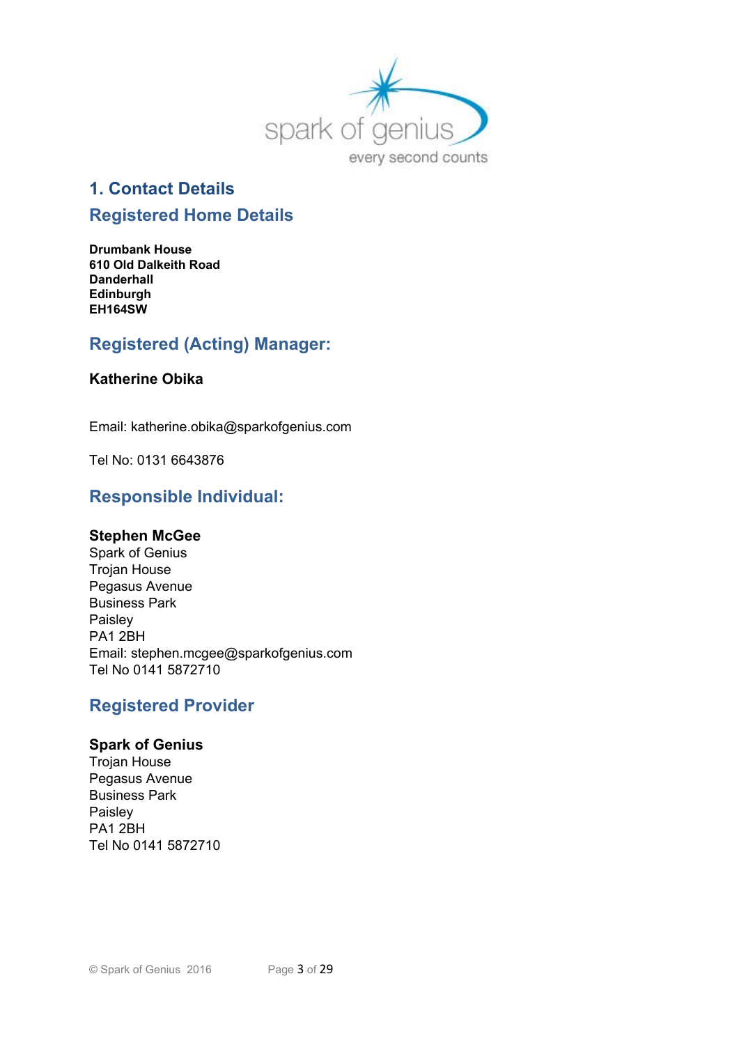# 1. Contact Details

## Registered Home Details

**Drumbank House**
**610 Old Dalkeith Road**
**Danderhall**
**Edinburgh**
**EH164SW**

## Registered (Acting) Manager:

**Katherine Obika**

Email: katherine.obika@sparkofgenius.com

Tel No: 0131 6643876

## Responsible Individual:

**Stephen McGee**
Spark of Genius
Trojan House
Pegasus Avenue
Business Park
Paisley
PA1 2BH
Email: stephen.mcgee@sparkofgenius.com
Tel No 0141 5872710

## Registered Provider

**Spark of Genius**
Trojan House
Pegasus Avenue
Business Park
Paisley
PA1 2BH
Tel No 0141 5872710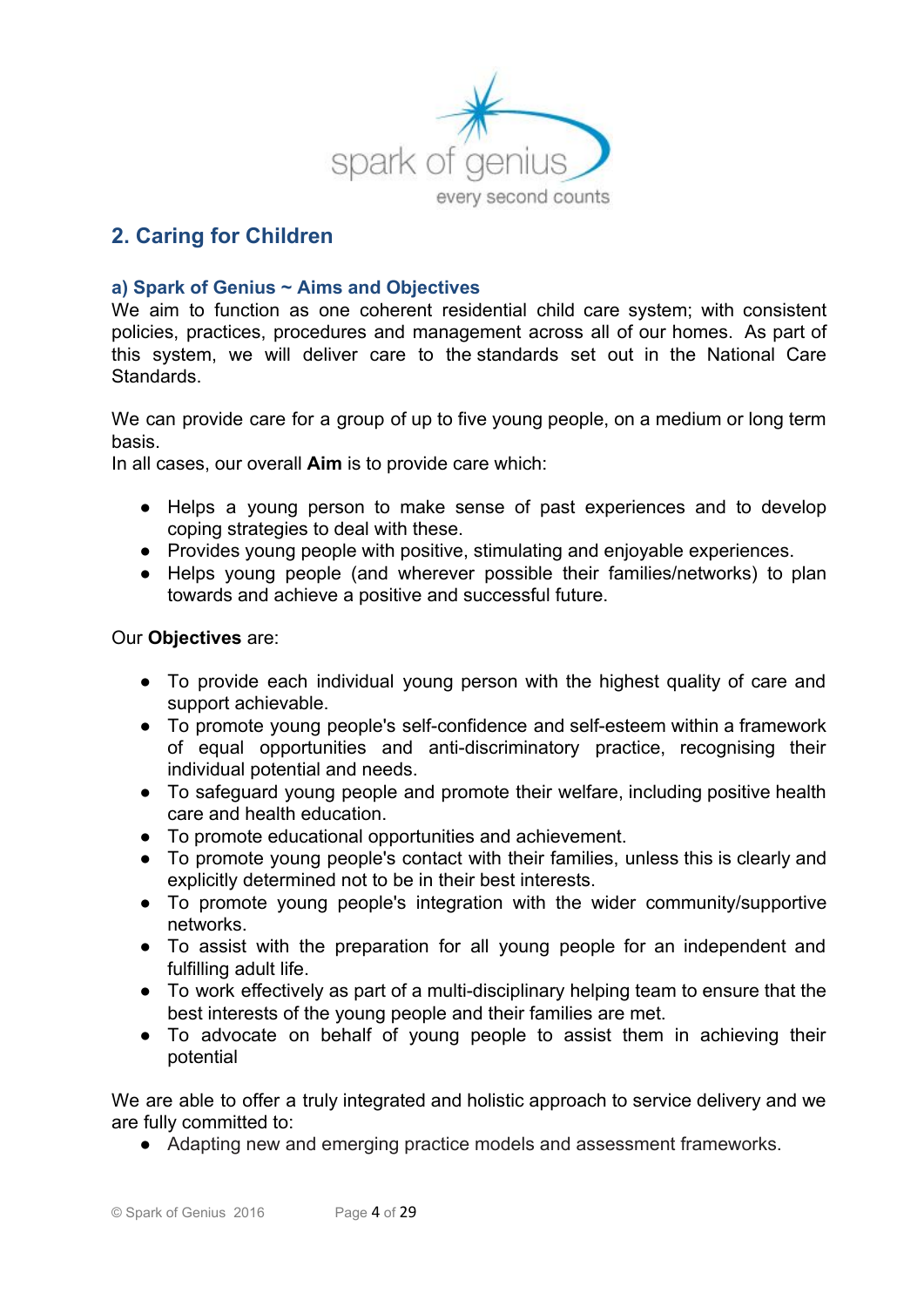## 2. Caring for Children

### a) Spark of Genius ~ Aims and Objectives

We aim to function as one coherent residential child care system; with consistent policies, practices, procedures and management across all of our homes. As part of this system, we will deliver care to the standards set out in the National Care Standards.

We can provide care for a group of up to five young people, on a medium or long term basis.
In all cases, our overall **Aim** is to provide care which:

- Helps a young person to make sense of past experiences and to develop coping strategies to deal with these.
- Provides young people with positive, stimulating and enjoyable experiences.
- Helps young people (and wherever possible their families/networks) to plan towards and achieve a positive and successful future.

Our **Objectives** are:

- To provide each individual young person with the highest quality of care and support achievable.
- To promote young people's self-confidence and self-esteem within a framework of equal opportunities and anti-discriminatory practice, recognising their individual potential and needs.
- To safeguard young people and promote their welfare, including positive health care and health education.
- To promote educational opportunities and achievement.
- To promote young people's contact with their families, unless this is clearly and explicitly determined not to be in their best interests.
- To promote young people's integration with the wider community/supportive networks.
- To assist with the preparation for all young people for an independent and fulfilling adult life.
- To work effectively as part of a multi-disciplinary helping team to ensure that the best interests of the young people and their families are met.
- To advocate on behalf of young people to assist them in achieving their potential

We are able to offer a truly integrated and holistic approach to service delivery and we are fully committed to:

- Adapting new and emerging practice models and assessment frameworks.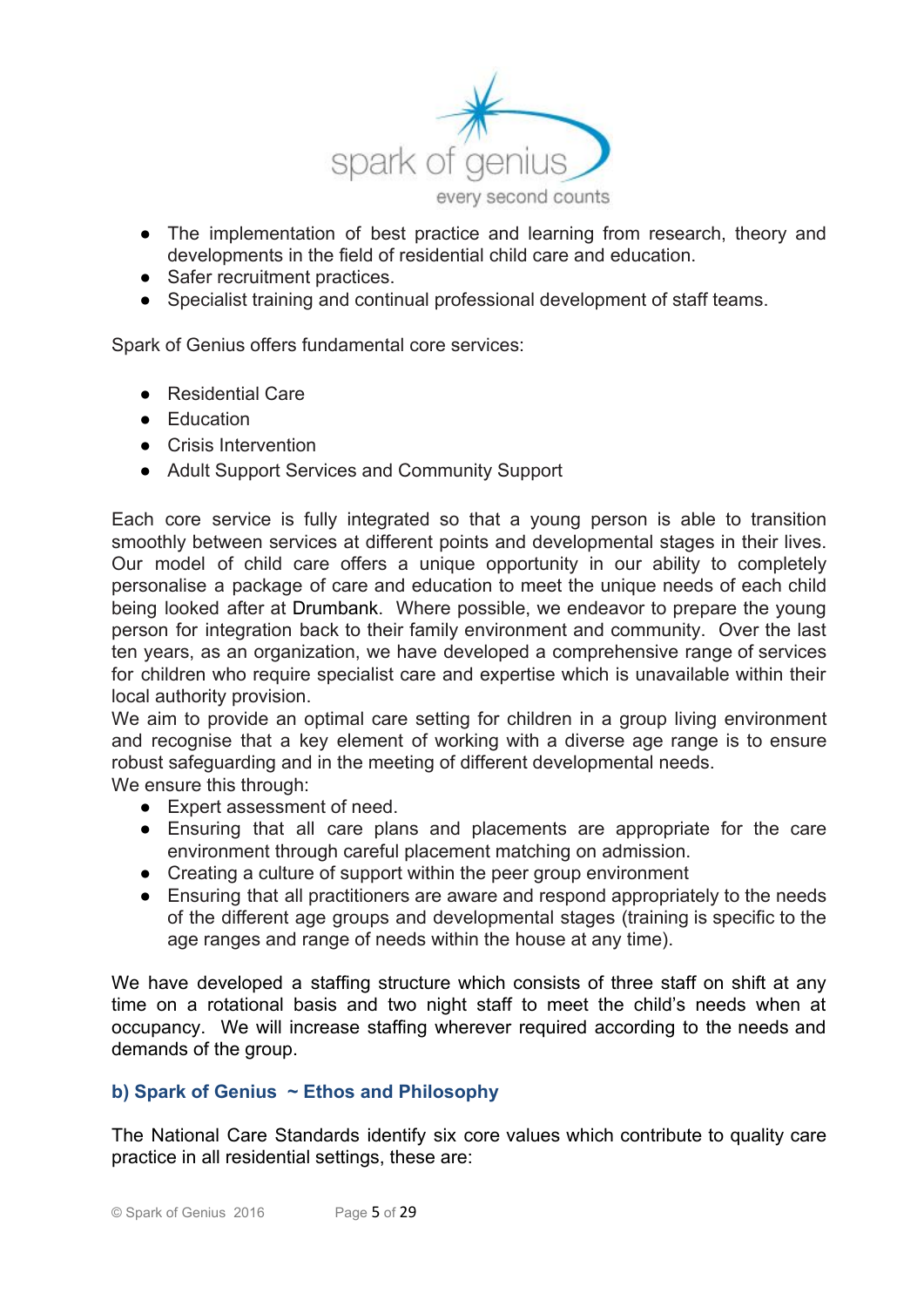- The implementation of best practice and learning from research, theory and developments in the field of residential child care and education.
- Safer recruitment practices.
- Specialist training and continual professional development of staff teams.

Spark of Genius offers fundamental core services:

- Residential Care
- Education
- Crisis Intervention
- Adult Support Services and Community Support

Each core service is fully integrated so that a young person is able to transition smoothly between services at different points and developmental stages in their lives. Our model of child care offers a unique opportunity in our ability to completely personalise a package of care and education to meet the unique needs of each child being looked after at Drumbank. Where possible, we endeavor to prepare the young person for integration back to their family environment and community. Over the last ten years, as an organization, we have developed a comprehensive range of services for children who require specialist care and expertise which is unavailable within their local authority provision.

We aim to provide an optimal care setting for children in a group living environment and recognise that a key element of working with a diverse age range is to ensure robust safeguarding and in the meeting of different developmental needs.

We ensure this through:

- Expert assessment of need.
- Ensuring that all care plans and placements are appropriate for the care environment through careful placement matching on admission.
- Creating a culture of support within the peer group environment
- Ensuring that all practitioners are aware and respond appropriately to the needs of the different age groups and developmental stages (training is specific to the age ranges and range of needs within the house at any time).

We have developed a staffing structure which consists of three staff on shift at any time on a rotational basis and two night staff to meet the child's needs when at occupancy. We will increase staffing wherever required according to the needs and demands of the group.

### b) Spark of Genius ~ Ethos and Philosophy

The National Care Standards identify six core values which contribute to quality care practice in all residential settings, these are: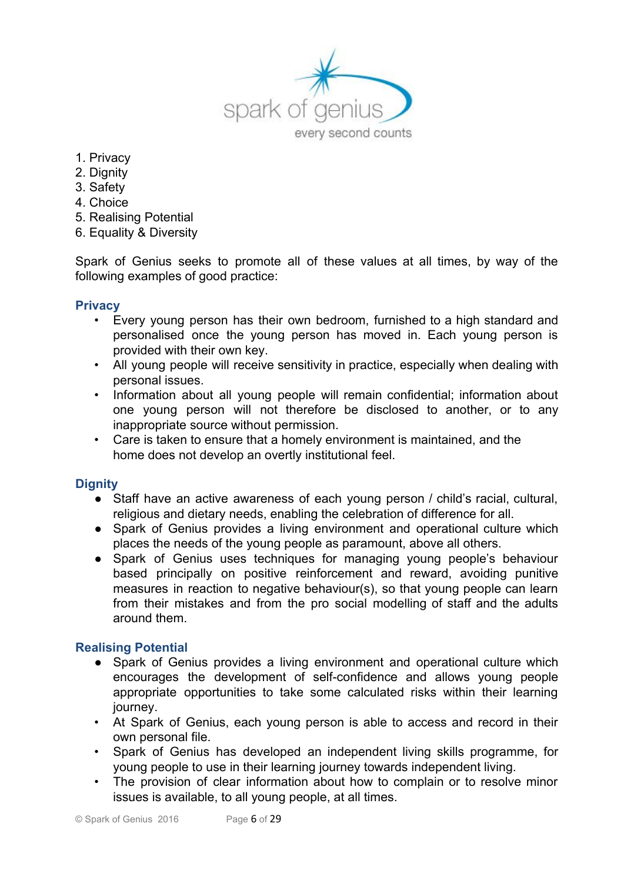1. Privacy
2. Dignity
3. Safety
4. Choice
5. Realising Potential
6. Equality & Diversity

Spark of Genius seeks to promote all of these values at all times, by way of the following examples of good practice:

### Privacy

- Every young person has their own bedroom, furnished to a high standard and personalised once the young person has moved in. Each young person is provided with their own key.
- All young people will receive sensitivity in practice, especially when dealing with personal issues.
- Information about all young people will remain confidential; information about one young person will not therefore be disclosed to another, or to any inappropriate source without permission.
- Care is taken to ensure that a homely environment is maintained, and the home does not develop an overtly institutional feel.

### Dignity

- Staff have an active awareness of each young person / child's racial, cultural, religious and dietary needs, enabling the celebration of difference for all.
- Spark of Genius provides a living environment and operational culture which places the needs of the young people as paramount, above all others.
- Spark of Genius uses techniques for managing young people's behaviour based principally on positive reinforcement and reward, avoiding punitive measures in reaction to negative behaviour(s), so that young people can learn from their mistakes and from the pro social modelling of staff and the adults around them.

### Realising Potential

- Spark of Genius provides a living environment and operational culture which encourages the development of self-confidence and allows young people appropriate opportunities to take some calculated risks within their learning journey.
- At Spark of Genius, each young person is able to access and record in their own personal file.
- Spark of Genius has developed an independent living skills programme, for young people to use in their learning journey towards independent living.
- The provision of clear information about how to complain or to resolve minor issues is available, to all young people, at all times.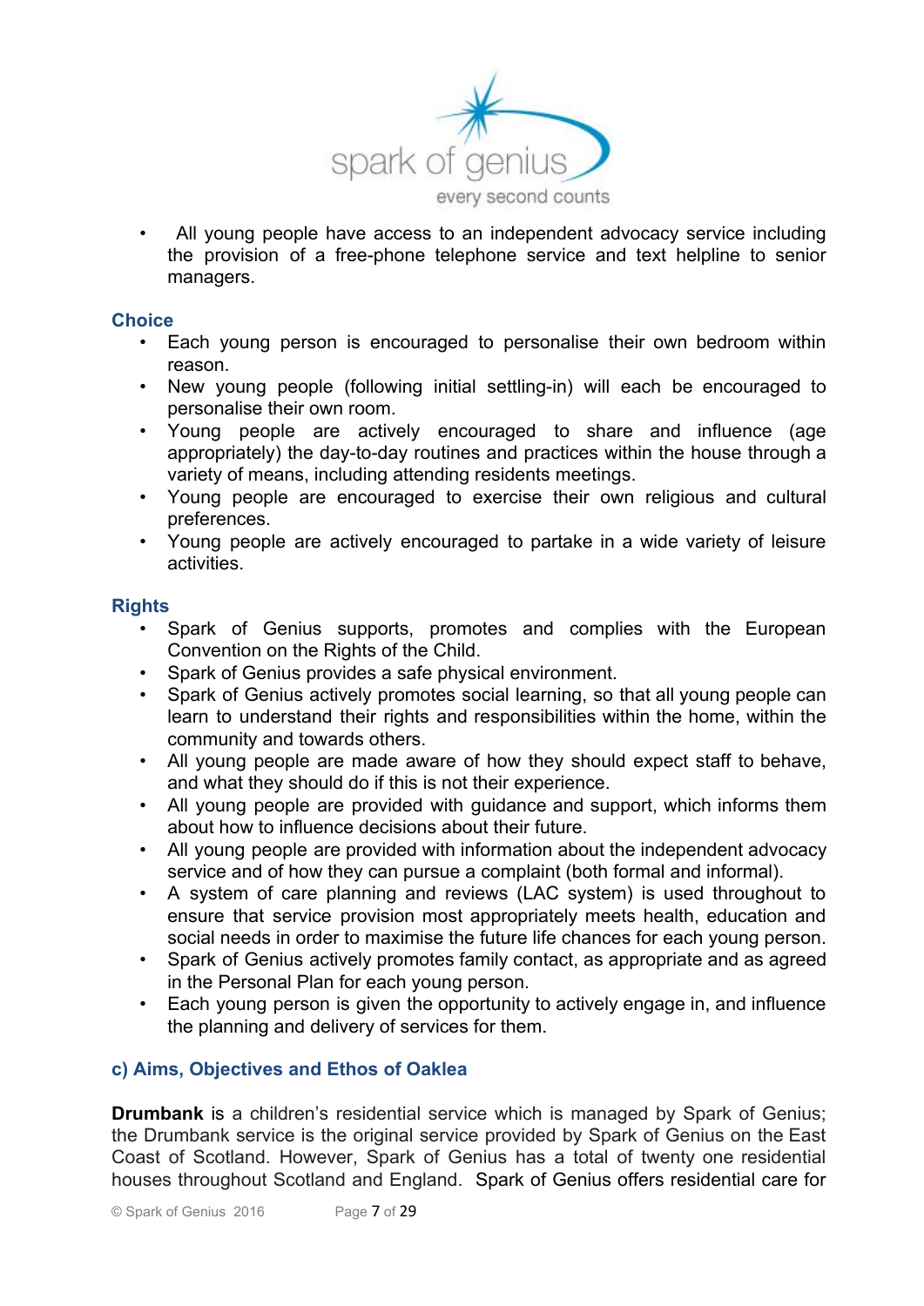- All young people have access to an independent advocacy service including the provision of a free-phone telephone service and text helpline to senior managers.

### Choice

- Each young person is encouraged to personalise their own bedroom within reason.
- New young people (following initial settling-in) will each be encouraged to personalise their own room.
- Young people are actively encouraged to share and influence (age appropriately) the day-to-day routines and practices within the house through a variety of means, including attending residents meetings.
- Young people are encouraged to exercise their own religious and cultural preferences.
- Young people are actively encouraged to partake in a wide variety of leisure activities.

### Rights

- Spark of Genius supports, promotes and complies with the European Convention on the Rights of the Child.
- Spark of Genius provides a safe physical environment.
- Spark of Genius actively promotes social learning, so that all young people can learn to understand their rights and responsibilities within the home, within the community and towards others.
- All young people are made aware of how they should expect staff to behave, and what they should do if this is not their experience.
- All young people are provided with guidance and support, which informs them about how to influence decisions about their future.
- All young people are provided with information about the independent advocacy service and of how they can pursue a complaint (both formal and informal).
- A system of care planning and reviews (LAC system) is used throughout to ensure that service provision most appropriately meets health, education and social needs in order to maximise the future life chances for each young person.
- Spark of Genius actively promotes family contact, as appropriate and as agreed in the Personal Plan for each young person.
- Each young person is given the opportunity to actively engage in, and influence the planning and delivery of services for them.

### c) Aims, Objectives and Ethos of Oaklea

**Drumbank** is a children's residential service which is managed by Spark of Genius; the Drumbank service is the original service provided by Spark of Genius on the East Coast of Scotland. However, Spark of Genius has a total of twenty one residential houses throughout Scotland and England. Spark of Genius offers residential care for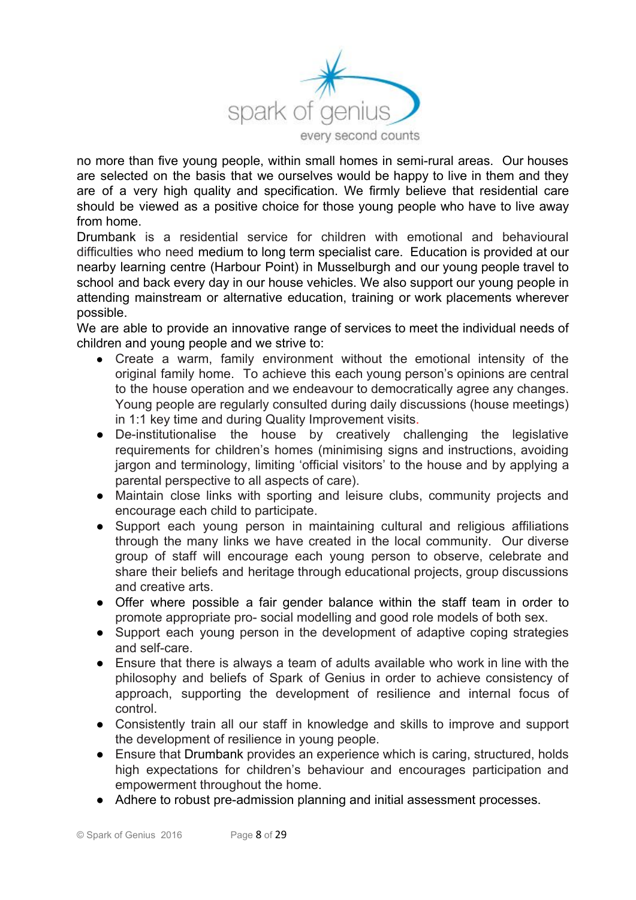no more than five young people, within small homes in semi-rural areas. Our houses are selected on the basis that we ourselves would be happy to live in them and they are of a very high quality and specification. We firmly believe that residential care should be viewed as a positive choice for those young people who have to live away from home.

Drumbank is a residential service for children with emotional and behavioural difficulties who need medium to long term specialist care. Education is provided at our nearby learning centre (Harbour Point) in Musselburgh and our young people travel to school and back every day in our house vehicles. We also support our young people in attending mainstream or alternative education, training or work placements wherever possible.

We are able to provide an innovative range of services to meet the individual needs of children and young people and we strive to:

- Create a warm, family environment without the emotional intensity of the original family home. To achieve this each young person's opinions are central to the house operation and we endeavour to democratically agree any changes. Young people are regularly consulted during daily discussions (house meetings) in 1:1 key time and during Quality Improvement visits.
- De-institutionalise the house by creatively challenging the legislative requirements for children's homes (minimising signs and instructions, avoiding jargon and terminology, limiting 'official visitors' to the house and by applying a parental perspective to all aspects of care).
- Maintain close links with sporting and leisure clubs, community projects and encourage each child to participate.
- Support each young person in maintaining cultural and religious affiliations through the many links we have created in the local community. Our diverse group of staff will encourage each young person to observe, celebrate and share their beliefs and heritage through educational projects, group discussions and creative arts.
- Offer where possible a fair gender balance within the staff team in order to promote appropriate pro- social modelling and good role models of both sex.
- Support each young person in the development of adaptive coping strategies and self-care.
- Ensure that there is always a team of adults available who work in line with the philosophy and beliefs of Spark of Genius in order to achieve consistency of approach, supporting the development of resilience and internal focus of control.
- Consistently train all our staff in knowledge and skills to improve and support the development of resilience in young people.
- Ensure that Drumbank provides an experience which is caring, structured, holds high expectations for children's behaviour and encourages participation and empowerment throughout the home.
- Adhere to robust pre-admission planning and initial assessment processes.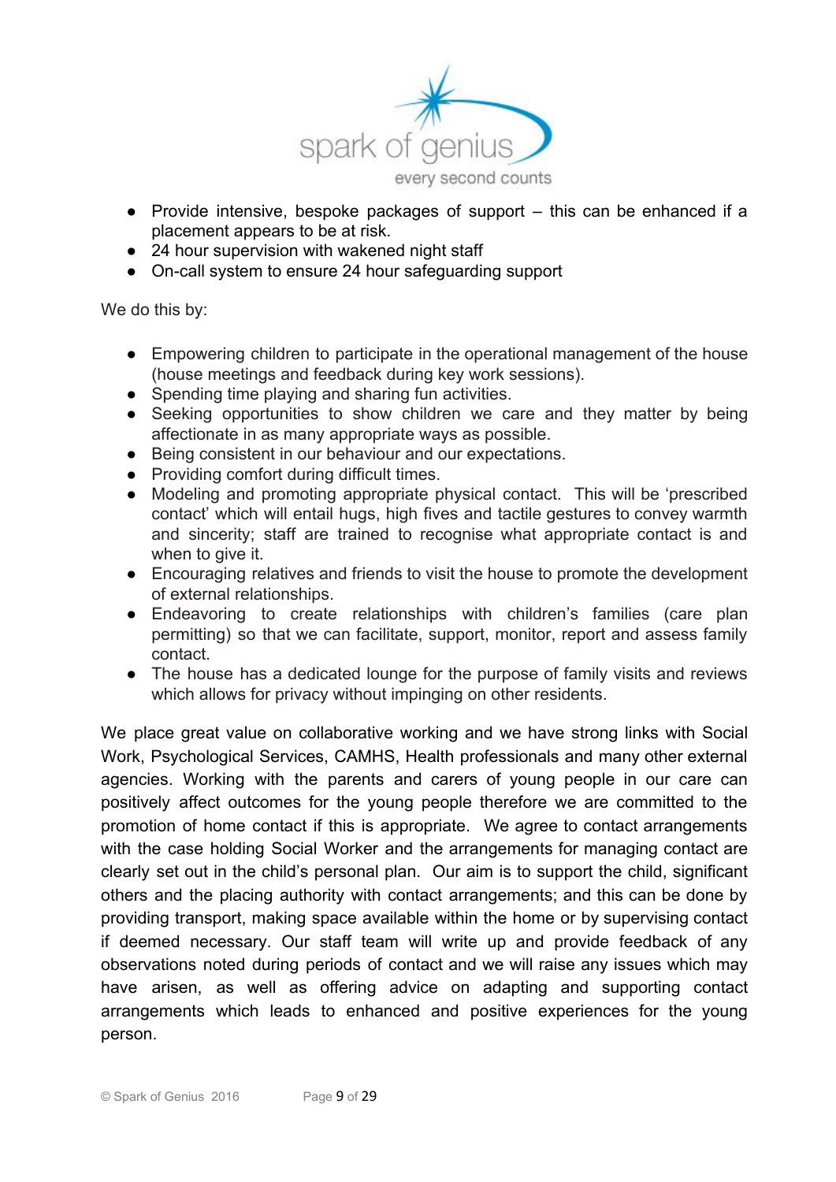- Provide intensive, bespoke packages of support – this can be enhanced if a placement appears to be at risk.
- 24 hour supervision with wakened night staff
- On-call system to ensure 24 hour safeguarding support

We do this by:

- Empowering children to participate in the operational management of the house (house meetings and feedback during key work sessions).
- Spending time playing and sharing fun activities.
- Seeking opportunities to show children we care and they matter by being affectionate in as many appropriate ways as possible.
- Being consistent in our behaviour and our expectations.
- Providing comfort during difficult times.
- Modeling and promoting appropriate physical contact. This will be 'prescribed contact' which will entail hugs, high fives and tactile gestures to convey warmth and sincerity; staff are trained to recognise what appropriate contact is and when to give it.
- Encouraging relatives and friends to visit the house to promote the development of external relationships.
- Endeavoring to create relationships with children's families (care plan permitting) so that we can facilitate, support, monitor, report and assess family contact.
- The house has a dedicated lounge for the purpose of family visits and reviews which allows for privacy without impinging on other residents.

We place great value on collaborative working and we have strong links with Social Work, Psychological Services, CAMHS, Health professionals and many other external agencies. Working with the parents and carers of young people in our care can positively affect outcomes for the young people therefore we are committed to the promotion of home contact if this is appropriate. We agree to contact arrangements with the case holding Social Worker and the arrangements for managing contact are clearly set out in the child's personal plan. Our aim is to support the child, significant others and the placing authority with contact arrangements; and this can be done by providing transport, making space available within the home or by supervising contact if deemed necessary. Our staff team will write up and provide feedback of any observations noted during periods of contact and we will raise any issues which may have arisen, as well as offering advice on adapting and supporting contact arrangements which leads to enhanced and positive experiences for the young person.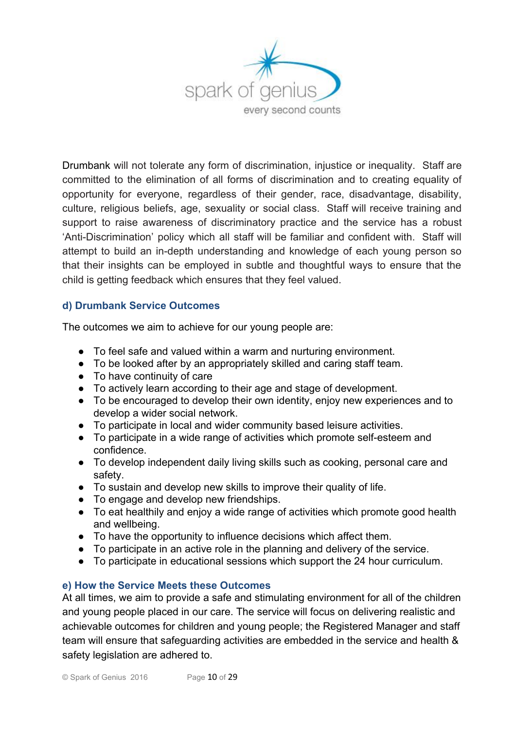Drumbank will not tolerate any form of discrimination, injustice or inequality. Staff are committed to the elimination of all forms of discrimination and to creating equality of opportunity for everyone, regardless of their gender, race, disadvantage, disability, culture, religious beliefs, age, sexuality or social class. Staff will receive training and support to raise awareness of discriminatory practice and the service has a robust 'Anti-Discrimination' policy which all staff will be familiar and confident with. Staff will attempt to build an in-depth understanding and knowledge of each young person so that their insights can be employed in subtle and thoughtful ways to ensure that the child is getting feedback which ensures that they feel valued.

### d) Drumbank Service Outcomes

The outcomes we aim to achieve for our young people are:

- To feel safe and valued within a warm and nurturing environment.
- To be looked after by an appropriately skilled and caring staff team.
- To have continuity of care
- To actively learn according to their age and stage of development.
- To be encouraged to develop their own identity, enjoy new experiences and to develop a wider social network.
- To participate in local and wider community based leisure activities.
- To participate in a wide range of activities which promote self-esteem and confidence.
- To develop independent daily living skills such as cooking, personal care and safety.
- To sustain and develop new skills to improve their quality of life.
- To engage and develop new friendships.
- To eat healthily and enjoy a wide range of activities which promote good health and wellbeing.
- To have the opportunity to influence decisions which affect them.
- To participate in an active role in the planning and delivery of the service.
- To participate in educational sessions which support the 24 hour curriculum.

### e) How the Service Meets these Outcomes

At all times, we aim to provide a safe and stimulating environment for all of the children and young people placed in our care. The service will focus on delivering realistic and achievable outcomes for children and young people; the Registered Manager and staff team will ensure that safeguarding activities are embedded in the service and health & safety legislation are adhered to.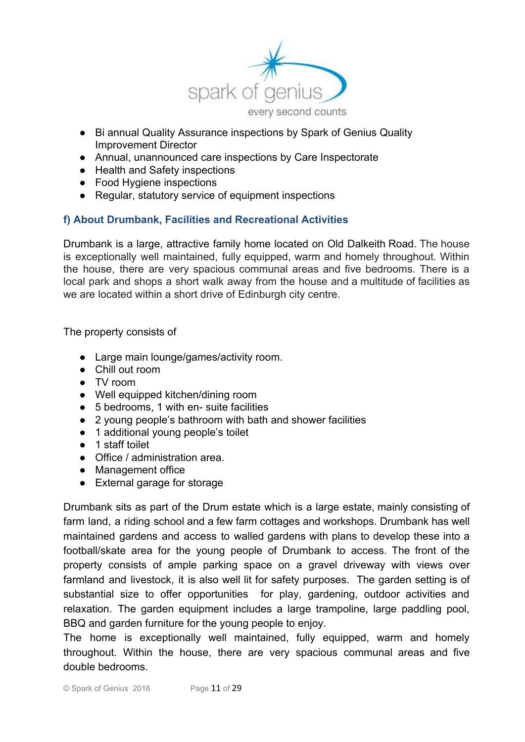- Bi annual Quality Assurance inspections by Spark of Genius Quality Improvement Director
- Annual, unannounced care inspections by Care Inspectorate
- Health and Safety inspections
- Food Hygiene inspections
- Regular, statutory service of equipment inspections

### f) About Drumbank, Facilities and Recreational Activities

Drumbank is a large, attractive family home located on Old Dalkeith Road. The house is exceptionally well maintained, fully equipped, warm and homely throughout. Within the house, there are very spacious communal areas and five bedrooms. There is a local park and shops a short walk away from the house and a multitude of facilities as we are located within a short drive of Edinburgh city centre.

The property consists of

- Large main lounge/games/activity room.
- Chill out room
- TV room
- Well equipped kitchen/dining room
- 5 bedrooms, 1 with en- suite facilities
- 2 young people's bathroom with bath and shower facilities
- 1 additional young people's toilet
- 1 staff toilet
- Office / administration area.
- Management office
- External garage for storage

Drumbank sits as part of the Drum estate which is a large estate, mainly consisting of farm land, a riding school and a few farm cottages and workshops. Drumbank has well maintained gardens and access to walled gardens with plans to develop these into a football/skate area for the young people of Drumbank to access. The front of the property consists of ample parking space on a gravel driveway with views over farmland and livestock, it is also well lit for safety purposes. The garden setting is of substantial size to offer opportunities for play, gardening, outdoor activities and relaxation. The garden equipment includes a large trampoline, large paddling pool, BBQ and garden furniture for the young people to enjoy.
The home is exceptionally well maintained, fully equipped, warm and homely throughout. Within the house, there are very spacious communal areas and five double bedrooms.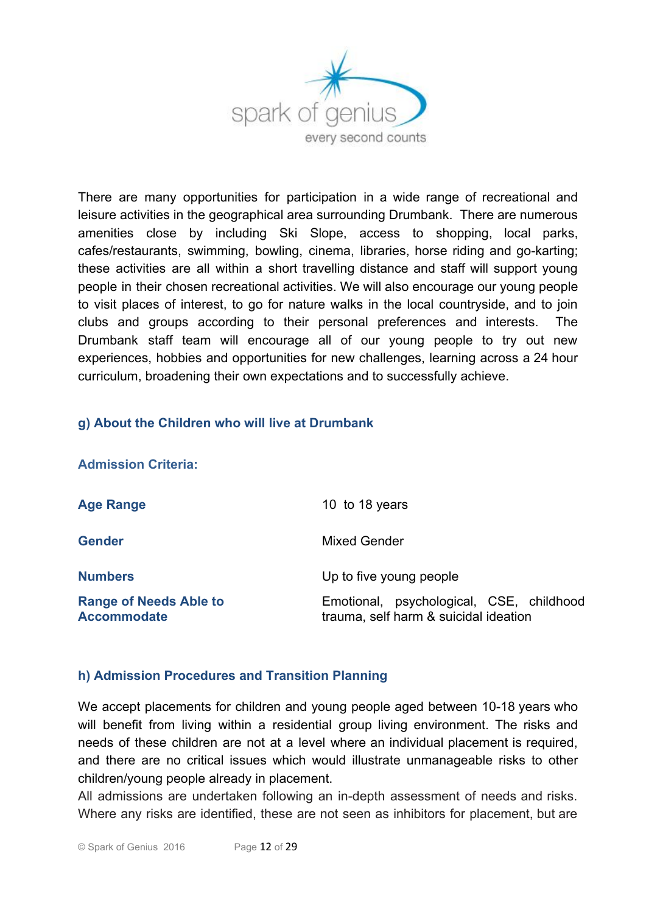There are many opportunities for participation in a wide range of recreational and leisure activities in the geographical area surrounding Drumbank. There are numerous amenities close by including Ski Slope, access to shopping, local parks, cafes/restaurants, swimming, bowling, cinema, libraries, horse riding and go-karting; these activities are all within a short travelling distance and staff will support young people in their chosen recreational activities. We will also encourage our young people to visit places of interest, to go for nature walks in the local countryside, and to join clubs and groups according to their personal preferences and interests. The Drumbank staff team will encourage all of our young people to try out new experiences, hobbies and opportunities for new challenges, learning across a 24 hour curriculum, broadening their own expectations and to successfully achieve.

### g) About the Children who will live at Drumbank

#### Admission Criteria:

| | |
|---|---|
| **Age Range** | 10 to 18 years |
| **Gender** | Mixed Gender |
| **Numbers** | Up to five young people |
| **Range of Needs Able to Accommodate** | Emotional, psychological, CSE, childhood trauma, self harm & suicidal ideation |

### h) Admission Procedures and Transition Planning

We accept placements for children and young people aged between 10-18 years who will benefit from living within a residential group living environment. The risks and needs of these children are not at a level where an individual placement is required, and there are no critical issues which would illustrate unmanageable risks to other children/young people already in placement.

All admissions are undertaken following an in-depth assessment of needs and risks. Where any risks are identified, these are not seen as inhibitors for placement, but are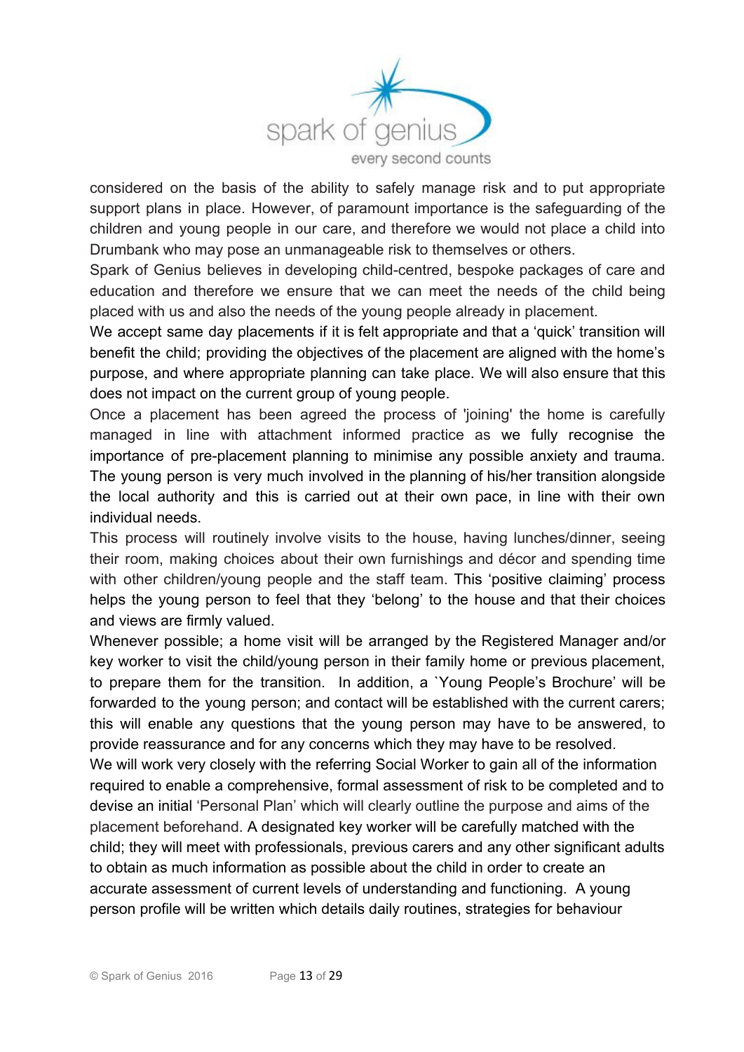considered on the basis of the ability to safely manage risk and to put appropriate support plans in place. However, of paramount importance is the safeguarding of the children and young people in our care, and therefore we would not place a child into Drumbank who may pose an unmanageable risk to themselves or others.

Spark of Genius believes in developing child-centred, bespoke packages of care and education and therefore we ensure that we can meet the needs of the child being placed with us and also the needs of the young people already in placement.

We accept same day placements if it is felt appropriate and that a 'quick' transition will benefit the child; providing the objectives of the placement are aligned with the home's purpose, and where appropriate planning can take place. We will also ensure that this does not impact on the current group of young people.

Once a placement has been agreed the process of 'joining' the home is carefully managed in line with attachment informed practice as we fully recognise the importance of pre-placement planning to minimise any possible anxiety and trauma. The young person is very much involved in the planning of his/her transition alongside the local authority and this is carried out at their own pace, in line with their own individual needs.

This process will routinely involve visits to the house, having lunches/dinner, seeing their room, making choices about their own furnishings and décor and spending time with other children/young people and the staff team. This 'positive claiming' process helps the young person to feel that they 'belong' to the house and that their choices and views are firmly valued.

Whenever possible; a home visit will be arranged by the Registered Manager and/or key worker to visit the child/young person in their family home or previous placement, to prepare them for the transition. In addition, a `Young People's Brochure' will be forwarded to the young person; and contact will be established with the current carers; this will enable any questions that the young person may have to be answered, to provide reassurance and for any concerns which they may have to be resolved.

We will work very closely with the referring Social Worker to gain all of the information required to enable a comprehensive, formal assessment of risk to be completed and to devise an initial 'Personal Plan' which will clearly outline the purpose and aims of the placement beforehand. A designated key worker will be carefully matched with the child; they will meet with professionals, previous carers and any other significant adults to obtain as much information as possible about the child in order to create an accurate assessment of current levels of understanding and functioning. A young person profile will be written which details daily routines, strategies for behaviour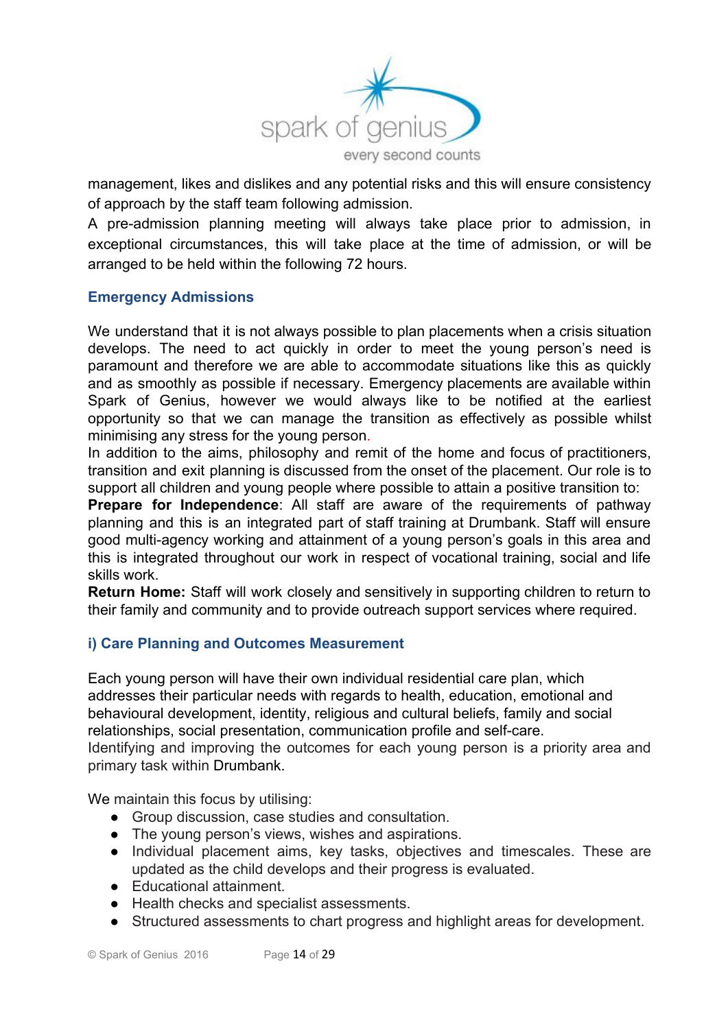management, likes and dislikes and any potential risks and this will ensure consistency of approach by the staff team following admission.

A pre-admission planning meeting will always take place prior to admission, in exceptional circumstances, this will take place at the time of admission, or will be arranged to be held within the following 72 hours.

### Emergency Admissions

We understand that it is not always possible to plan placements when a crisis situation develops. The need to act quickly in order to meet the young person's need is paramount and therefore we are able to accommodate situations like this as quickly and as smoothly as possible if necessary. Emergency placements are available within Spark of Genius, however we would always like to be notified at the earliest opportunity so that we can manage the transition as effectively as possible whilst minimising any stress for the young person.

In addition to the aims, philosophy and remit of the home and focus of practitioners, transition and exit planning is discussed from the onset of the placement. Our role is to support all children and young people where possible to attain a positive transition to:

**Prepare for Independence**: All staff are aware of the requirements of pathway planning and this is an integrated part of staff training at Drumbank. Staff will ensure good multi-agency working and attainment of a young person's goals in this area and this is integrated throughout our work in respect of vocational training, social and life skills work.

**Return Home:** Staff will work closely and sensitively in supporting children to return to their family and community and to provide outreach support services where required.

### i) Care Planning and Outcomes Measurement

Each young person will have their own individual residential care plan, which addresses their particular needs with regards to health, education, emotional and behavioural development, identity, religious and cultural beliefs, family and social relationships, social presentation, communication profile and self-care.

Identifying and improving the outcomes for each young person is a priority area and primary task within Drumbank.

We maintain this focus by utilising:

- Group discussion, case studies and consultation.
- The young person's views, wishes and aspirations.
- Individual placement aims, key tasks, objectives and timescales. These are updated as the child develops and their progress is evaluated.
- Educational attainment.
- Health checks and specialist assessments.
- Structured assessments to chart progress and highlight areas for development.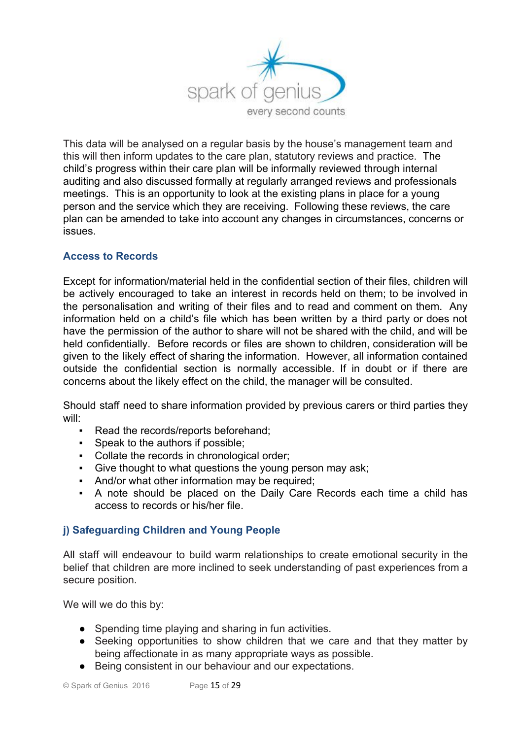This data will be analysed on a regular basis by the house's management team and this will then inform updates to the care plan, statutory reviews and practice. The child's progress within their care plan will be informally reviewed through internal auditing and also discussed formally at regularly arranged reviews and professionals meetings. This is an opportunity to look at the existing plans in place for a young person and the service which they are receiving. Following these reviews, the care plan can be amended to take into account any changes in circumstances, concerns or issues.

### Access to Records

Except for information/material held in the confidential section of their files, children will be actively encouraged to take an interest in records held on them; to be involved in the personalisation and writing of their files and to read and comment on them. Any information held on a child's file which has been written by a third party or does not have the permission of the author to share will not be shared with the child, and will be held confidentially. Before records or files are shown to children, consideration will be given to the likely effect of sharing the information. However, all information contained outside the confidential section is normally accessible. If in doubt or if there are concerns about the likely effect on the child, the manager will be consulted.

Should staff need to share information provided by previous carers or third parties they will:

- Read the records/reports beforehand;
- Speak to the authors if possible;
- Collate the records in chronological order;
- Give thought to what questions the young person may ask;
- And/or what other information may be required;
- A note should be placed on the Daily Care Records each time a child has access to records or his/her file.

### j) Safeguarding Children and Young People

All staff will endeavour to build warm relationships to create emotional security in the belief that children are more inclined to seek understanding of past experiences from a secure position.

We will we do this by:

- Spending time playing and sharing in fun activities.
- Seeking opportunities to show children that we care and that they matter by being affectionate in as many appropriate ways as possible.
- Being consistent in our behaviour and our expectations.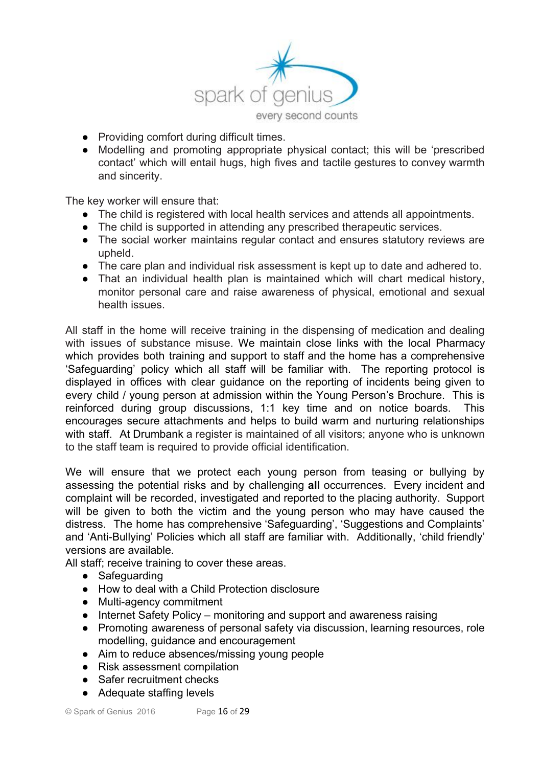- Providing comfort during difficult times.
- Modelling and promoting appropriate physical contact; this will be 'prescribed contact' which will entail hugs, high fives and tactile gestures to convey warmth and sincerity.

The key worker will ensure that:

- The child is registered with local health services and attends all appointments.
- The child is supported in attending any prescribed therapeutic services.
- The social worker maintains regular contact and ensures statutory reviews are upheld.
- The care plan and individual risk assessment is kept up to date and adhered to.
- That an individual health plan is maintained which will chart medical history, monitor personal care and raise awareness of physical, emotional and sexual health issues.

All staff in the home will receive training in the dispensing of medication and dealing with issues of substance misuse. We maintain close links with the local Pharmacy which provides both training and support to staff and the home has a comprehensive 'Safeguarding' policy which all staff will be familiar with. The reporting protocol is displayed in offices with clear guidance on the reporting of incidents being given to every child / young person at admission within the Young Person's Brochure. This is reinforced during group discussions, 1:1 key time and on notice boards. This encourages secure attachments and helps to build warm and nurturing relationships with staff. At Drumbank a register is maintained of all visitors; anyone who is unknown to the staff team is required to provide official identification.

We will ensure that we protect each young person from teasing or bullying by assessing the potential risks and by challenging **all** occurrences. Every incident and complaint will be recorded, investigated and reported to the placing authority. Support will be given to both the victim and the young person who may have caused the distress. The home has comprehensive 'Safeguarding', 'Suggestions and Complaints' and 'Anti-Bullying' Policies which all staff are familiar with. Additionally, 'child friendly' versions are available.

All staff; receive training to cover these areas.

- Safeguarding
- How to deal with a Child Protection disclosure
- Multi-agency commitment
- Internet Safety Policy – monitoring and support and awareness raising
- Promoting awareness of personal safety via discussion, learning resources, role modelling, guidance and encouragement
- Aim to reduce absences/missing young people
- Risk assessment compilation
- Safer recruitment checks
- Adequate staffing levels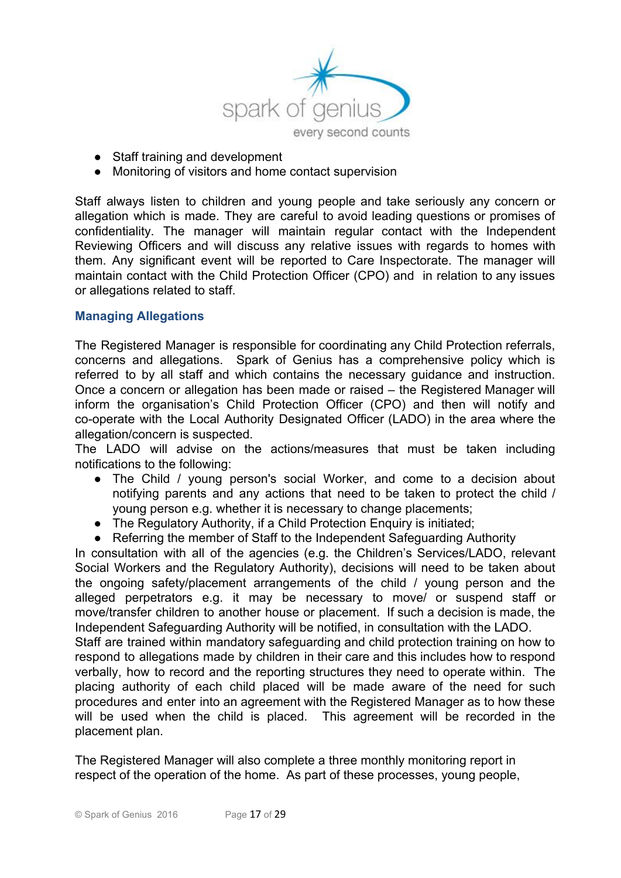- Staff training and development
- Monitoring of visitors and home contact supervision

Staff always listen to children and young people and take seriously any concern or allegation which is made. They are careful to avoid leading questions or promises of confidentiality. The manager will maintain regular contact with the Independent Reviewing Officers and will discuss any relative issues with regards to homes with them. Any significant event will be reported to Care Inspectorate. The manager will maintain contact with the Child Protection Officer (CPO) and in relation to any issues or allegations related to staff.

### Managing Allegations

The Registered Manager is responsible for coordinating any Child Protection referrals, concerns and allegations. Spark of Genius has a comprehensive policy which is referred to by all staff and which contains the necessary guidance and instruction. Once a concern or allegation has been made or raised – the Registered Manager will inform the organisation's Child Protection Officer (CPO) and then will notify and co-operate with the Local Authority Designated Officer (LADO) in the area where the allegation/concern is suspected.

The LADO will advise on the actions/measures that must be taken including notifications to the following:

- The Child / young person's social Worker, and come to a decision about notifying parents and any actions that need to be taken to protect the child / young person e.g. whether it is necessary to change placements;
- The Regulatory Authority, if a Child Protection Enquiry is initiated;
- Referring the member of Staff to the Independent Safeguarding Authority

In consultation with all of the agencies (e.g. the Children's Services/LADO, relevant Social Workers and the Regulatory Authority), decisions will need to be taken about the ongoing safety/placement arrangements of the child / young person and the alleged perpetrators e.g. it may be necessary to move/ or suspend staff or move/transfer children to another house or placement. If such a decision is made, the Independent Safeguarding Authority will be notified, in consultation with the LADO.

Staff are trained within mandatory safeguarding and child protection training on how to respond to allegations made by children in their care and this includes how to respond verbally, how to record and the reporting structures they need to operate within. The placing authority of each child placed will be made aware of the need for such procedures and enter into an agreement with the Registered Manager as to how these will be used when the child is placed. This agreement will be recorded in the placement plan.

The Registered Manager will also complete a three monthly monitoring report in respect of the operation of the home. As part of these processes, young people,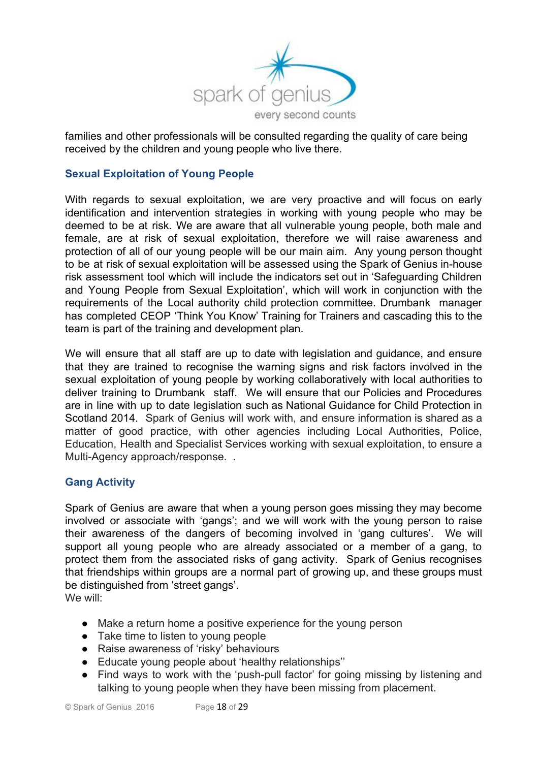families and other professionals will be consulted regarding the quality of care being received by the children and young people who live there.

## Sexual Exploitation of Young People

With regards to sexual exploitation, we are very proactive and will focus on early identification and intervention strategies in working with young people who may be deemed to be at risk. We are aware that all vulnerable young people, both male and female, are at risk of sexual exploitation, therefore we will raise awareness and protection of all of our young people will be our main aim. Any young person thought to be at risk of sexual exploitation will be assessed using the Spark of Genius in-house risk assessment tool which will include the indicators set out in 'Safeguarding Children and Young People from Sexual Exploitation', which will work in conjunction with the requirements of the Local authority child protection committee. Drumbank manager has completed CEOP 'Think You Know' Training for Trainers and cascading this to the team is part of the training and development plan.

We will ensure that all staff are up to date with legislation and guidance, and ensure that they are trained to recognise the warning signs and risk factors involved in the sexual exploitation of young people by working collaboratively with local authorities to deliver training to Drumbank staff. We will ensure that our Policies and Procedures are in line with up to date legislation such as National Guidance for Child Protection in Scotland 2014. Spark of Genius will work with, and ensure information is shared as a matter of good practice, with other agencies including Local Authorities, Police, Education, Health and Specialist Services working with sexual exploitation, to ensure a Multi-Agency approach/response. .

## Gang Activity

Spark of Genius are aware that when a young person goes missing they may become involved or associate with 'gangs'; and we will work with the young person to raise their awareness of the dangers of becoming involved in 'gang cultures'. We will support all young people who are already associated or a member of a gang, to protect them from the associated risks of gang activity. Spark of Genius recognises that friendships within groups are a normal part of growing up, and these groups must be distinguished from 'street gangs'.
We will:

- Make a return home a positive experience for the young person
- Take time to listen to young people
- Raise awareness of 'risky' behaviours
- Educate young people about 'healthy relationships''
- Find ways to work with the 'push-pull factor' for going missing by listening and talking to young people when they have been missing from placement.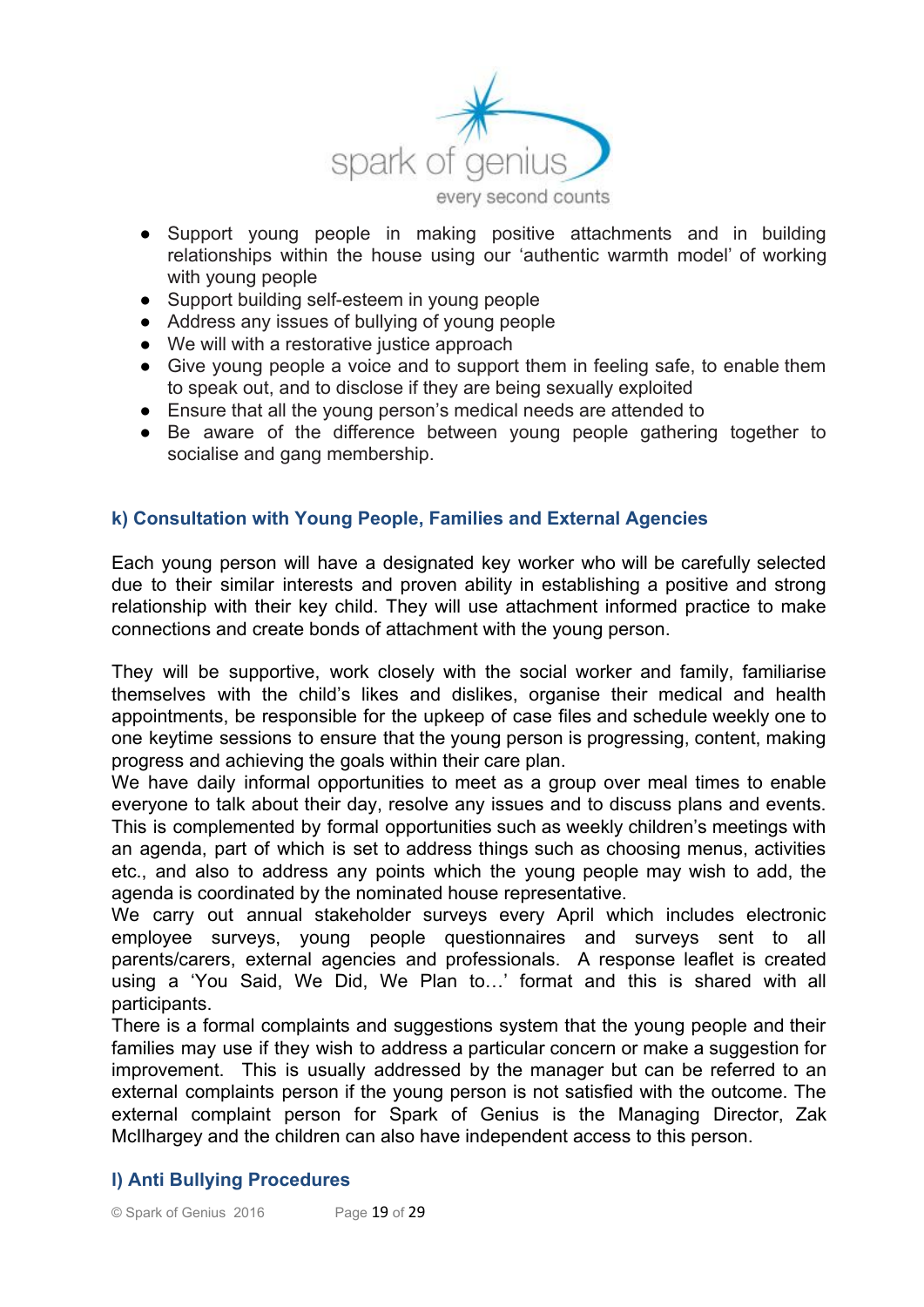- Support young people in making positive attachments and in building relationships within the house using our 'authentic warmth model' of working with young people
- Support building self-esteem in young people
- Address any issues of bullying of young people
- We will with a restorative justice approach
- Give young people a voice and to support them in feeling safe, to enable them to speak out, and to disclose if they are being sexually exploited
- Ensure that all the young person's medical needs are attended to
- Be aware of the difference between young people gathering together to socialise and gang membership.

### k) Consultation with Young People, Families and External Agencies

Each young person will have a designated key worker who will be carefully selected due to their similar interests and proven ability in establishing a positive and strong relationship with their key child. They will use attachment informed practice to make connections and create bonds of attachment with the young person.

They will be supportive, work closely with the social worker and family, familiarise themselves with the child's likes and dislikes, organise their medical and health appointments, be responsible for the upkeep of case files and schedule weekly one to one keytime sessions to ensure that the young person is progressing, content, making progress and achieving the goals within their care plan.

We have daily informal opportunities to meet as a group over meal times to enable everyone to talk about their day, resolve any issues and to discuss plans and events. This is complemented by formal opportunities such as weekly children's meetings with an agenda, part of which is set to address things such as choosing menus, activities etc., and also to address any points which the young people may wish to add, the agenda is coordinated by the nominated house representative.

We carry out annual stakeholder surveys every April which includes electronic employee surveys, young people questionnaires and surveys sent to all parents/carers, external agencies and professionals. A response leaflet is created using a 'You Said, We Did, We Plan to…' format and this is shared with all participants.

There is a formal complaints and suggestions system that the young people and their families may use if they wish to address a particular concern or make a suggestion for improvement. This is usually addressed by the manager but can be referred to an external complaints person if the young person is not satisfied with the outcome. The external complaint person for Spark of Genius is the Managing Director, Zak McIlhargey and the children can also have independent access to this person.

### l) Anti Bullying Procedures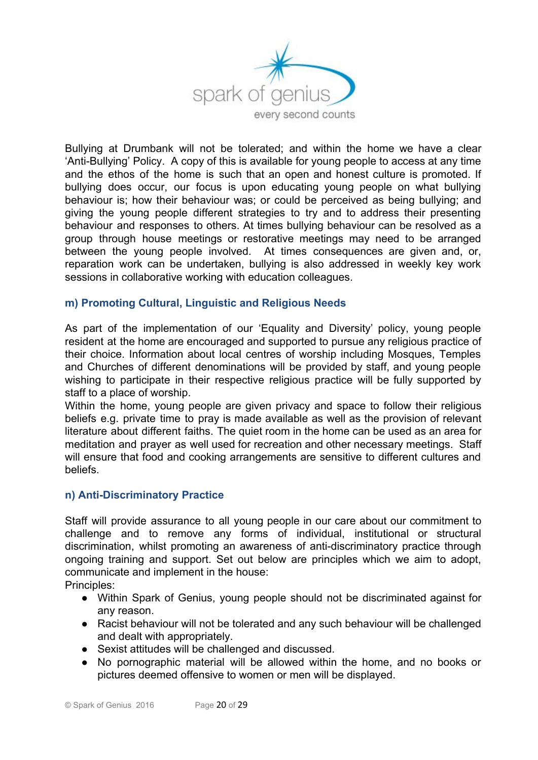Bullying at Drumbank will not be tolerated; and within the home we have a clear 'Anti-Bullying' Policy. A copy of this is available for young people to access at any time and the ethos of the home is such that an open and honest culture is promoted. If bullying does occur, our focus is upon educating young people on what bullying behaviour is; how their behaviour was; or could be perceived as being bullying; and giving the young people different strategies to try and to address their presenting behaviour and responses to others. At times bullying behaviour can be resolved as a group through house meetings or restorative meetings may need to be arranged between the young people involved. At times consequences are given and, or, reparation work can be undertaken, bullying is also addressed in weekly key work sessions in collaborative working with education colleagues.

### m) Promoting Cultural, Linguistic and Religious Needs

As part of the implementation of our 'Equality and Diversity' policy, young people resident at the home are encouraged and supported to pursue any religious practice of their choice. Information about local centres of worship including Mosques, Temples and Churches of different denominations will be provided by staff, and young people wishing to participate in their respective religious practice will be fully supported by staff to a place of worship.
Within the home, young people are given privacy and space to follow their religious beliefs e.g. private time to pray is made available as well as the provision of relevant literature about different faiths. The quiet room in the home can be used as an area for meditation and prayer as well used for recreation and other necessary meetings. Staff will ensure that food and cooking arrangements are sensitive to different cultures and beliefs.

### n) Anti-Discriminatory Practice

Staff will provide assurance to all young people in our care about our commitment to challenge and to remove any forms of individual, institutional or structural discrimination, whilst promoting an awareness of anti-discriminatory practice through ongoing training and support. Set out below are principles which we aim to adopt, communicate and implement in the house:
Principles:

- Within Spark of Genius, young people should not be discriminated against for any reason.
- Racist behaviour will not be tolerated and any such behaviour will be challenged and dealt with appropriately.
- Sexist attitudes will be challenged and discussed.
- No pornographic material will be allowed within the home, and no books or pictures deemed offensive to women or men will be displayed.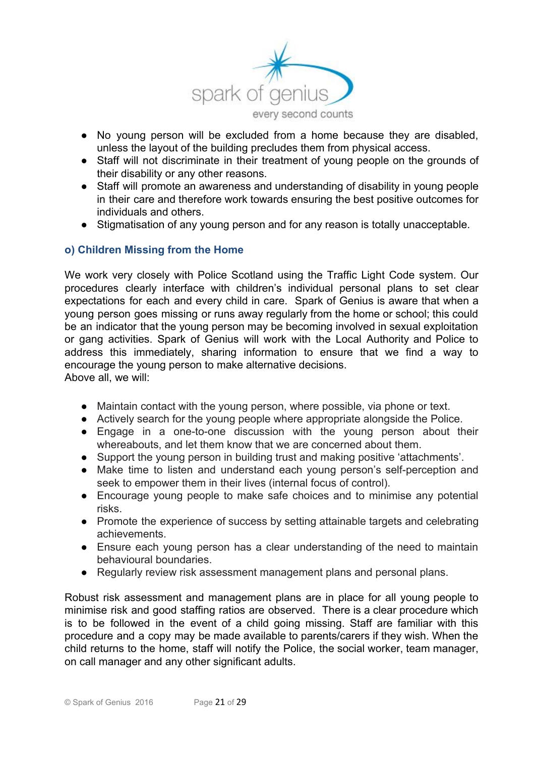- No young person will be excluded from a home because they are disabled, unless the layout of the building precludes them from physical access.
- Staff will not discriminate in their treatment of young people on the grounds of their disability or any other reasons.
- Staff will promote an awareness and understanding of disability in young people in their care and therefore work towards ensuring the best positive outcomes for individuals and others.
- Stigmatisation of any young person and for any reason is totally unacceptable.

### o) Children Missing from the Home

We work very closely with Police Scotland using the Traffic Light Code system. Our procedures clearly interface with children's individual personal plans to set clear expectations for each and every child in care. Spark of Genius is aware that when a young person goes missing or runs away regularly from the home or school; this could be an indicator that the young person may be becoming involved in sexual exploitation or gang activities. Spark of Genius will work with the Local Authority and Police to address this immediately, sharing information to ensure that we find a way to encourage the young person to make alternative decisions.
Above all, we will:

- Maintain contact with the young person, where possible, via phone or text.
- Actively search for the young people where appropriate alongside the Police.
- Engage in a one-to-one discussion with the young person about their whereabouts, and let them know that we are concerned about them.
- Support the young person in building trust and making positive 'attachments'.
- Make time to listen and understand each young person's self-perception and seek to empower them in their lives (internal focus of control).
- Encourage young people to make safe choices and to minimise any potential risks.
- Promote the experience of success by setting attainable targets and celebrating achievements.
- Ensure each young person has a clear understanding of the need to maintain behavioural boundaries.
- Regularly review risk assessment management plans and personal plans.

Robust risk assessment and management plans are in place for all young people to minimise risk and good staffing ratios are observed. There is a clear procedure which is to be followed in the event of a child going missing. Staff are familiar with this procedure and a copy may be made available to parents/carers if they wish. When the child returns to the home, staff will notify the Police, the social worker, team manager, on call manager and any other significant adults.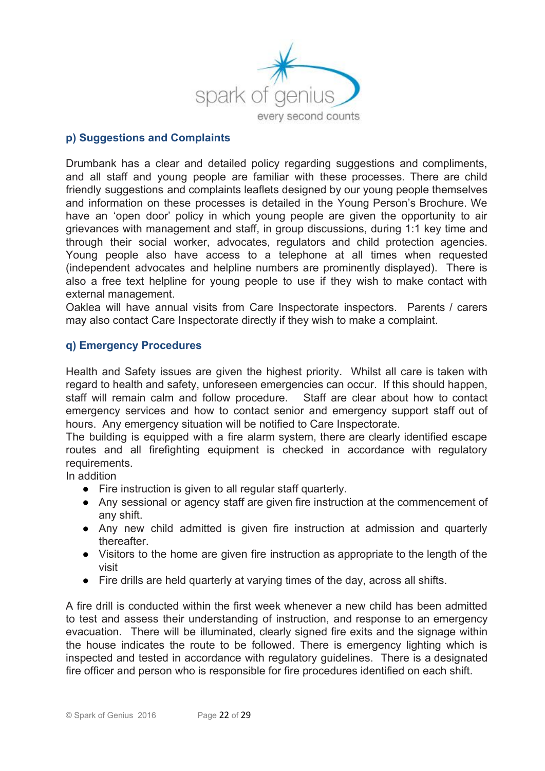### p) Suggestions and Complaints

Drumbank has a clear and detailed policy regarding suggestions and compliments, and all staff and young people are familiar with these processes. There are child friendly suggestions and complaints leaflets designed by our young people themselves and information on these processes is detailed in the Young Person's Brochure. We have an 'open door' policy in which young people are given the opportunity to air grievances with management and staff, in group discussions, during 1:1 key time and through their social worker, advocates, regulators and child protection agencies. Young people also have access to a telephone at all times when requested (independent advocates and helpline numbers are prominently displayed). There is also a free text helpline for young people to use if they wish to make contact with external management.

Oaklea will have annual visits from Care Inspectorate inspectors. Parents / carers may also contact Care Inspectorate directly if they wish to make a complaint.

### q) Emergency Procedures

Health and Safety issues are given the highest priority. Whilst all care is taken with regard to health and safety, unforeseen emergencies can occur. If this should happen, staff will remain calm and follow procedure. Staff are clear about how to contact emergency services and how to contact senior and emergency support staff out of hours. Any emergency situation will be notified to Care Inspectorate.

The building is equipped with a fire alarm system, there are clearly identified escape routes and all firefighting equipment is checked in accordance with regulatory requirements.

In addition

- Fire instruction is given to all regular staff quarterly.
- Any sessional or agency staff are given fire instruction at the commencement of any shift.
- Any new child admitted is given fire instruction at admission and quarterly thereafter.
- Visitors to the home are given fire instruction as appropriate to the length of the visit
- Fire drills are held quarterly at varying times of the day, across all shifts.

A fire drill is conducted within the first week whenever a new child has been admitted to test and assess their understanding of instruction, and response to an emergency evacuation. There will be illuminated, clearly signed fire exits and the signage within the house indicates the route to be followed. There is emergency lighting which is inspected and tested in accordance with regulatory guidelines. There is a designated fire officer and person who is responsible for fire procedures identified on each shift.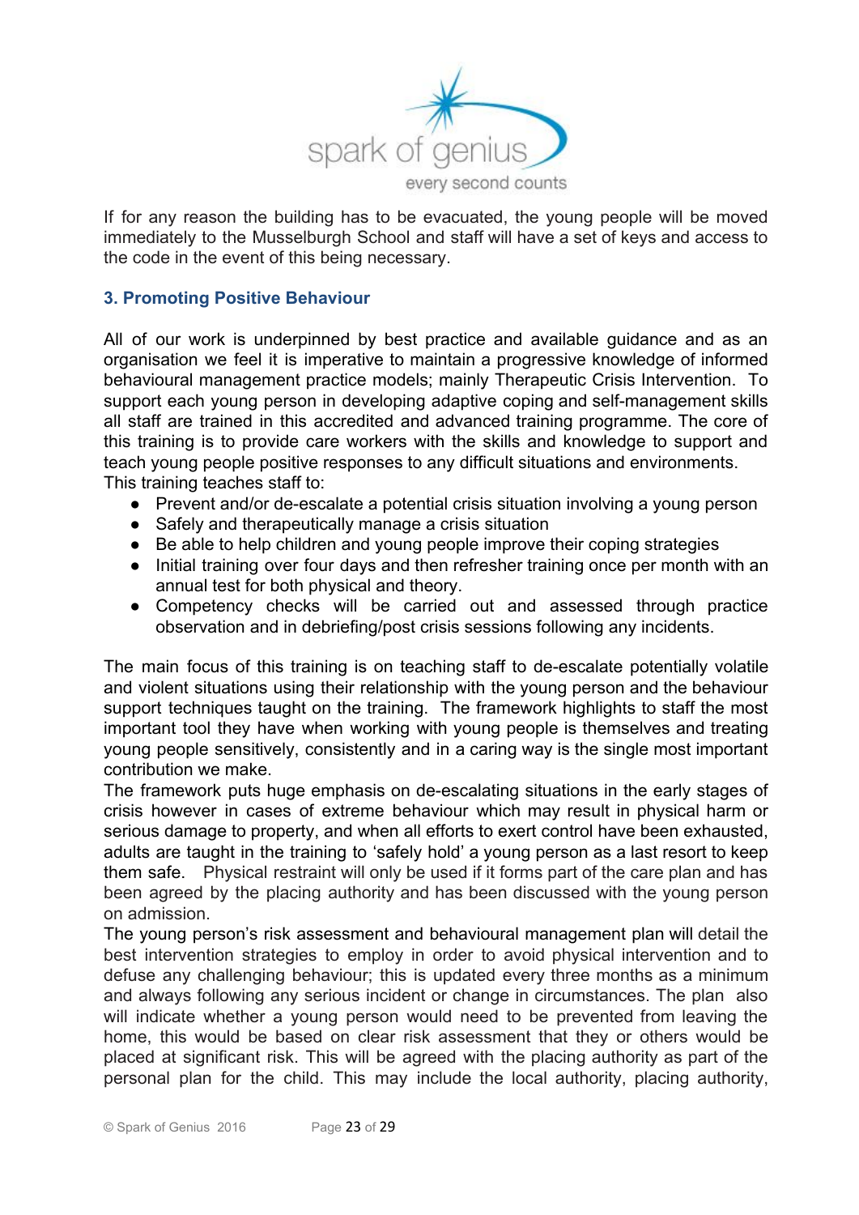If for any reason the building has to be evacuated, the young people will be moved immediately to the Musselburgh School and staff will have a set of keys and access to the code in the event of this being necessary.

### 3. Promoting Positive Behaviour

All of our work is underpinned by best practice and available guidance and as an organisation we feel it is imperative to maintain a progressive knowledge of informed behavioural management practice models; mainly Therapeutic Crisis Intervention. To support each young person in developing adaptive coping and self-management skills all staff are trained in this accredited and advanced training programme. The core of this training is to provide care workers with the skills and knowledge to support and teach young people positive responses to any difficult situations and environments.
This training teaches staff to:

- Prevent and/or de-escalate a potential crisis situation involving a young person
- Safely and therapeutically manage a crisis situation
- Be able to help children and young people improve their coping strategies
- Initial training over four days and then refresher training once per month with an annual test for both physical and theory.
- Competency checks will be carried out and assessed through practice observation and in debriefing/post crisis sessions following any incidents.

The main focus of this training is on teaching staff to de-escalate potentially volatile and violent situations using their relationship with the young person and the behaviour support techniques taught on the training. The framework highlights to staff the most important tool they have when working with young people is themselves and treating young people sensitively, consistently and in a caring way is the single most important contribution we make.
The framework puts huge emphasis on de-escalating situations in the early stages of crisis however in cases of extreme behaviour which may result in physical harm or serious damage to property, and when all efforts to exert control have been exhausted, adults are taught in the training to 'safely hold' a young person as a last resort to keep them safe. Physical restraint will only be used if it forms part of the care plan and has been agreed by the placing authority and has been discussed with the young person on admission.
The young person's risk assessment and behavioural management plan will detail the best intervention strategies to employ in order to avoid physical intervention and to defuse any challenging behaviour; this is updated every three months as a minimum and always following any serious incident or change in circumstances. The plan also will indicate whether a young person would need to be prevented from leaving the home, this would be based on clear risk assessment that they or others would be placed at significant risk. This will be agreed with the placing authority as part of the personal plan for the child. This may include the local authority, placing authority,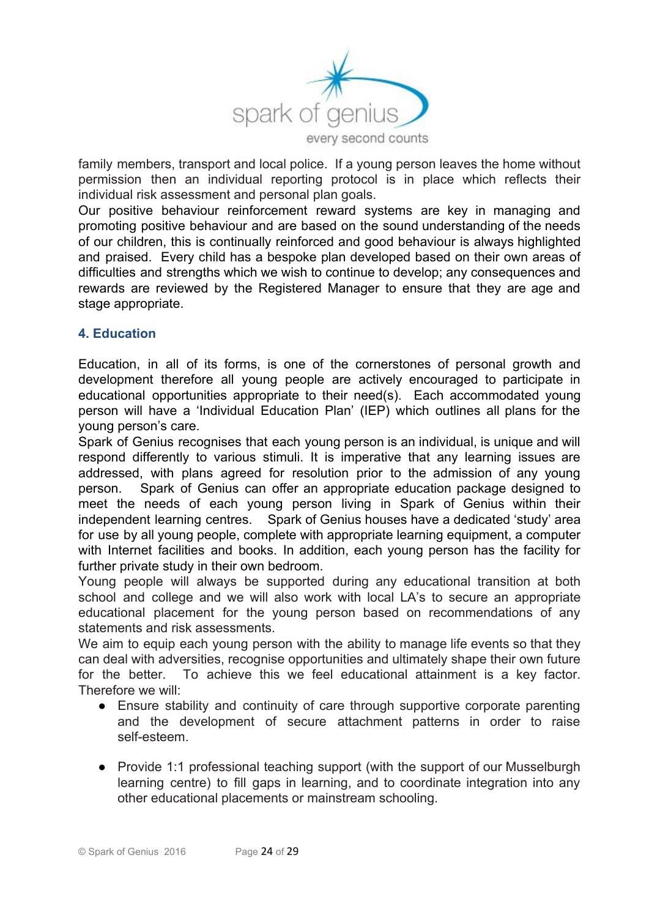family members, transport and local police. If a young person leaves the home without permission then an individual reporting protocol is in place which reflects their individual risk assessment and personal plan goals.

Our positive behaviour reinforcement reward systems are key in managing and promoting positive behaviour and are based on the sound understanding of the needs of our children, this is continually reinforced and good behaviour is always highlighted and praised. Every child has a bespoke plan developed based on their own areas of difficulties and strengths which we wish to continue to develop; any consequences and rewards are reviewed by the Registered Manager to ensure that they are age and stage appropriate.

### 4. Education

Education, in all of its forms, is one of the cornerstones of personal growth and development therefore all young people are actively encouraged to participate in educational opportunities appropriate to their need(s). Each accommodated young person will have a 'Individual Education Plan' (IEP) which outlines all plans for the young person's care.

Spark of Genius recognises that each young person is an individual, is unique and will respond differently to various stimuli. It is imperative that any learning issues are addressed, with plans agreed for resolution prior to the admission of any young person. Spark of Genius can offer an appropriate education package designed to meet the needs of each young person living in Spark of Genius within their independent learning centres. Spark of Genius houses have a dedicated 'study' area for use by all young people, complete with appropriate learning equipment, a computer with Internet facilities and books. In addition, each young person has the facility for further private study in their own bedroom.

Young people will always be supported during any educational transition at both school and college and we will also work with local LA's to secure an appropriate educational placement for the young person based on recommendations of any statements and risk assessments.

We aim to equip each young person with the ability to manage life events so that they can deal with adversities, recognise opportunities and ultimately shape their own future for the better. To achieve this we feel educational attainment is a key factor. Therefore we will:

- Ensure stability and continuity of care through supportive corporate parenting and the development of secure attachment patterns in order to raise self-esteem.

- Provide 1:1 professional teaching support (with the support of our Musselburgh learning centre) to fill gaps in learning, and to coordinate integration into any other educational placements or mainstream schooling.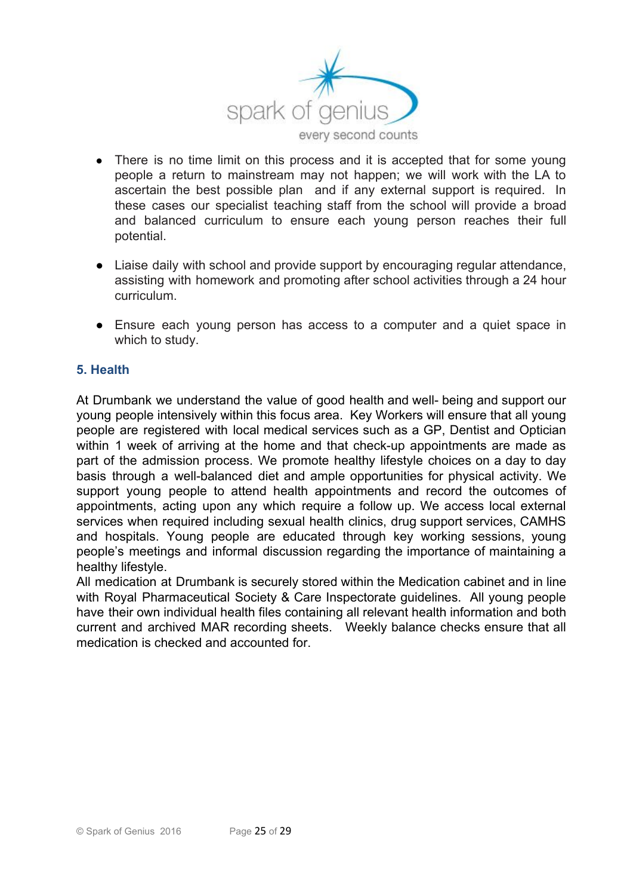- There is no time limit on this process and it is accepted that for some young people a return to mainstream may not happen; we will work with the LA to ascertain the best possible plan and if any external support is required. In these cases our specialist teaching staff from the school will provide a broad and balanced curriculum to ensure each young person reaches their full potential.

- Liaise daily with school and provide support by encouraging regular attendance, assisting with homework and promoting after school activities through a 24 hour curriculum.

- Ensure each young person has access to a computer and a quiet space in which to study.

### 5. Health

At Drumbank we understand the value of good health and well- being and support our young people intensively within this focus area. Key Workers will ensure that all young people are registered with local medical services such as a GP, Dentist and Optician within 1 week of arriving at the home and that check-up appointments are made as part of the admission process. We promote healthy lifestyle choices on a day to day basis through a well-balanced diet and ample opportunities for physical activity. We support young people to attend health appointments and record the outcomes of appointments, acting upon any which require a follow up. We access local external services when required including sexual health clinics, drug support services, CAMHS and hospitals. Young people are educated through key working sessions, young people's meetings and informal discussion regarding the importance of maintaining a healthy lifestyle.
All medication at Drumbank is securely stored within the Medication cabinet and in line with Royal Pharmaceutical Society & Care Inspectorate guidelines. All young people have their own individual health files containing all relevant health information and both current and archived MAR recording sheets. Weekly balance checks ensure that all medication is checked and accounted for.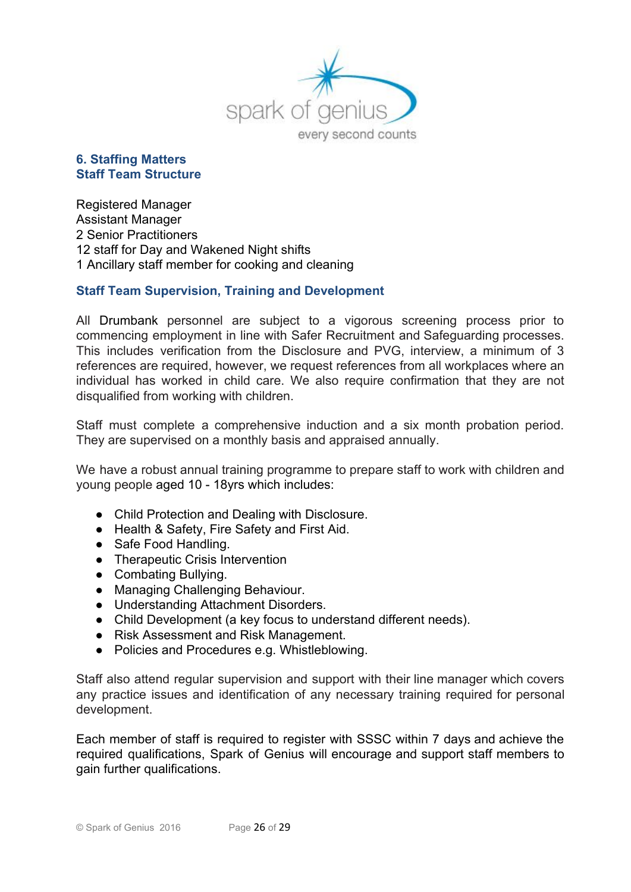## 6. Staffing Matters

### Staff Team Structure

Registered Manager
Assistant Manager
2 Senior Practitioners
12 staff for Day and Wakened Night shifts
1 Ancillary staff member for cooking and cleaning

### Staff Team Supervision, Training and Development

All Drumbank personnel are subject to a vigorous screening process prior to commencing employment in line with Safer Recruitment and Safeguarding processes. This includes verification from the Disclosure and PVG, interview, a minimum of 3 references are required, however, we request references from all workplaces where an individual has worked in child care. We also require confirmation that they are not disqualified from working with children.

Staff must complete a comprehensive induction and a six month probation period. They are supervised on a monthly basis and appraised annually.

We have a robust annual training programme to prepare staff to work with children and young people aged 10 - 18yrs which includes:

- Child Protection and Dealing with Disclosure.
- Health & Safety, Fire Safety and First Aid.
- Safe Food Handling.
- Therapeutic Crisis Intervention
- Combating Bullying.
- Managing Challenging Behaviour.
- Understanding Attachment Disorders.
- Child Development (a key focus to understand different needs).
- Risk Assessment and Risk Management.
- Policies and Procedures e.g. Whistleblowing.

Staff also attend regular supervision and support with their line manager which covers any practice issues and identification of any necessary training required for personal development.

Each member of staff is required to register with SSSC within 7 days and achieve the required qualifications, Spark of Genius will encourage and support staff members to gain further qualifications.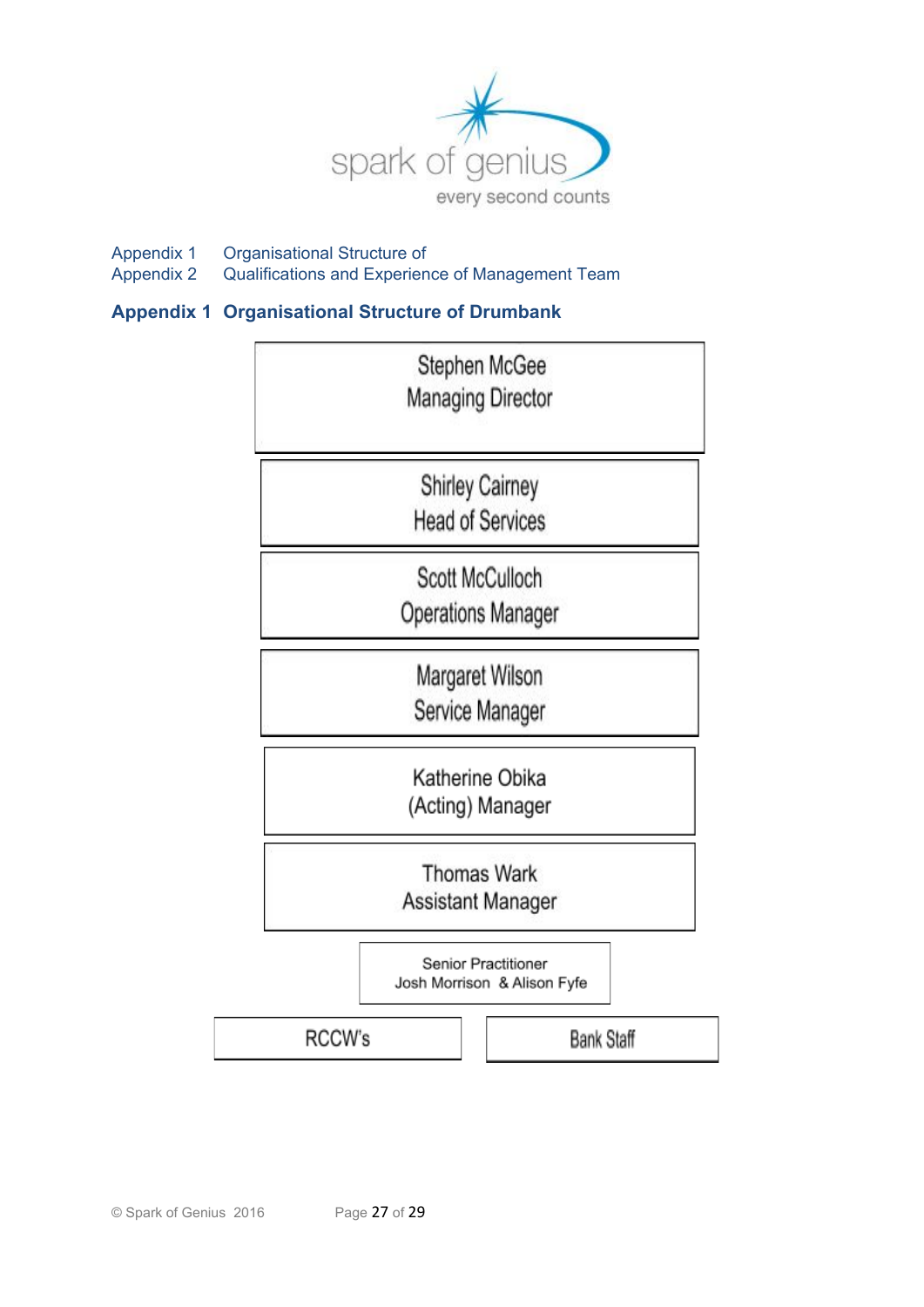spark of genius
every second counts

Appendix 1  Organisational Structure of
Appendix 2  Qualifications and Experience of Management Team

## Appendix 1 Organisational Structure of Drumbank

Stephen McGee
Managing Director

Shirley Cairney
Head of Services

Scott McCulloch
Operations Manager

Margaret Wilson
Service Manager

Katherine Obika
(Acting) Manager

Thomas Wark
Assistant Manager

Senior Practitioner
Josh Morrison & Alison Fyfe

RCCW's

Bank Staff

© Spark of Genius 2016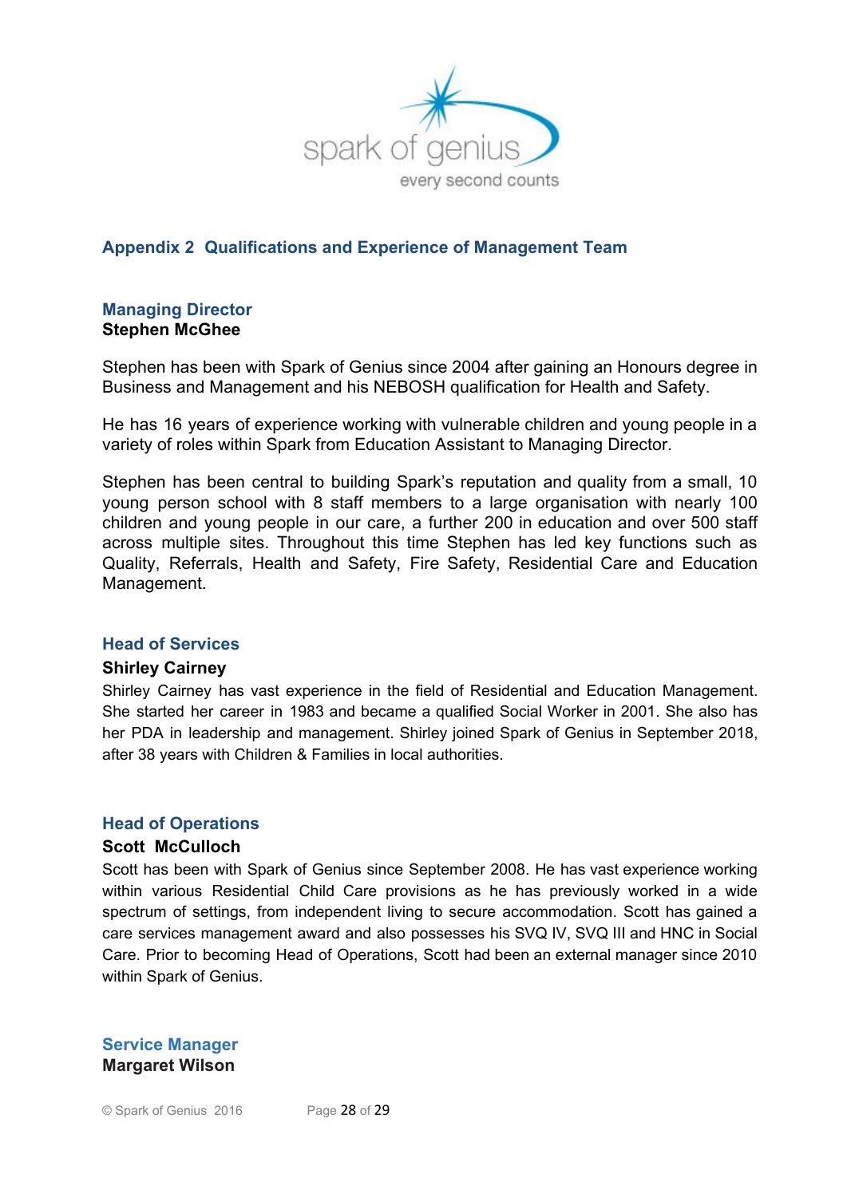## Appendix 2 Qualifications and Experience of Management Team

### Managing Director

**Stephen McGhee**

Stephen has been with Spark of Genius since 2004 after gaining an Honours degree in Business and Management and his NEBOSH qualification for Health and Safety.

He has 16 years of experience working with vulnerable children and young people in a variety of roles within Spark from Education Assistant to Managing Director.

Stephen has been central to building Spark's reputation and quality from a small, 10 young person school with 8 staff members to a large organisation with nearly 100 children and young people in our care, a further 200 in education and over 500 staff across multiple sites. Throughout this time Stephen has led key functions such as Quality, Referrals, Health and Safety, Fire Safety, Residential Care and Education Management.

### Head of Services

**Shirley Cairney**

Shirley Cairney has vast experience in the field of Residential and Education Management. She started her career in 1983 and became a qualified Social Worker in 2001. She also has her PDA in leadership and management. Shirley joined Spark of Genius in September 2018, after 38 years with Children & Families in local authorities.

### Head of Operations

**Scott McCulloch**

Scott has been with Spark of Genius since September 2008. He has vast experience working within various Residential Child Care provisions as he has previously worked in a wide spectrum of settings, from independent living to secure accommodation. Scott has gained a care services management award and also possesses his SVQ IV, SVQ III and HNC in Social Care. Prior to becoming Head of Operations, Scott had been an external manager since 2010 within Spark of Genius.

### Service Manager

**Margaret Wilson**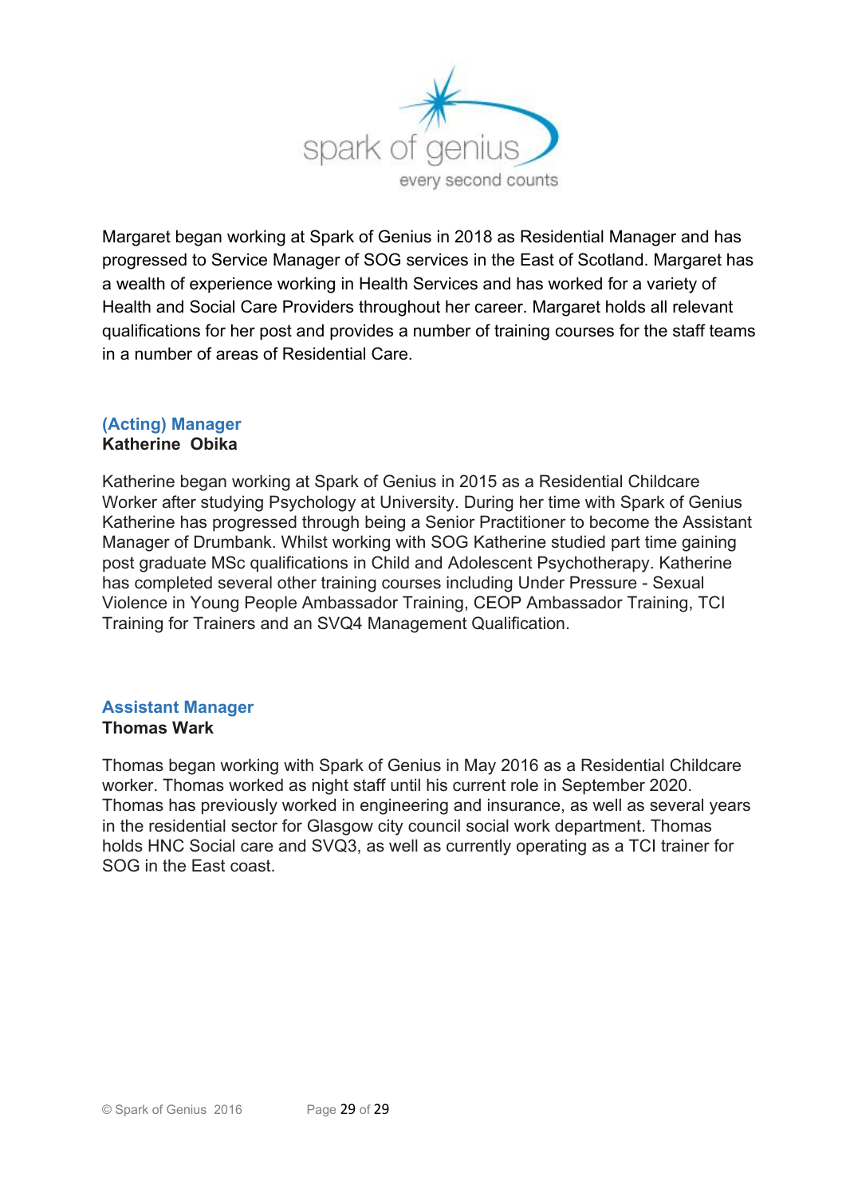Margaret began working at Spark of Genius in 2018 as Residential Manager and has progressed to Service Manager of SOG services in the East of Scotland. Margaret has a wealth of experience working in Health Services and has worked for a variety of Health and Social Care Providers throughout her career. Margaret holds all relevant qualifications for her post and provides a number of training courses for the staff teams in a number of areas of Residential Care.

### (Acting) Manager

**Katherine Obika**

Katherine began working at Spark of Genius in 2015 as a Residential Childcare Worker after studying Psychology at University. During her time with Spark of Genius Katherine has progressed through being a Senior Practitioner to become the Assistant Manager of Drumbank. Whilst working with SOG Katherine studied part time gaining post graduate MSc qualifications in Child and Adolescent Psychotherapy. Katherine has completed several other training courses including Under Pressure - Sexual Violence in Young People Ambassador Training, CEOP Ambassador Training, TCI Training for Trainers and an SVQ4 Management Qualification.

### Assistant Manager

**Thomas Wark**

Thomas began working with Spark of Genius in May 2016 as a Residential Childcare worker. Thomas worked as night staff until his current role in September 2020. Thomas has previously worked in engineering and insurance, as well as several years in the residential sector for Glasgow city council social work department. Thomas holds HNC Social care and SVQ3, as well as currently operating as a TCI trainer for SOG in the East coast.